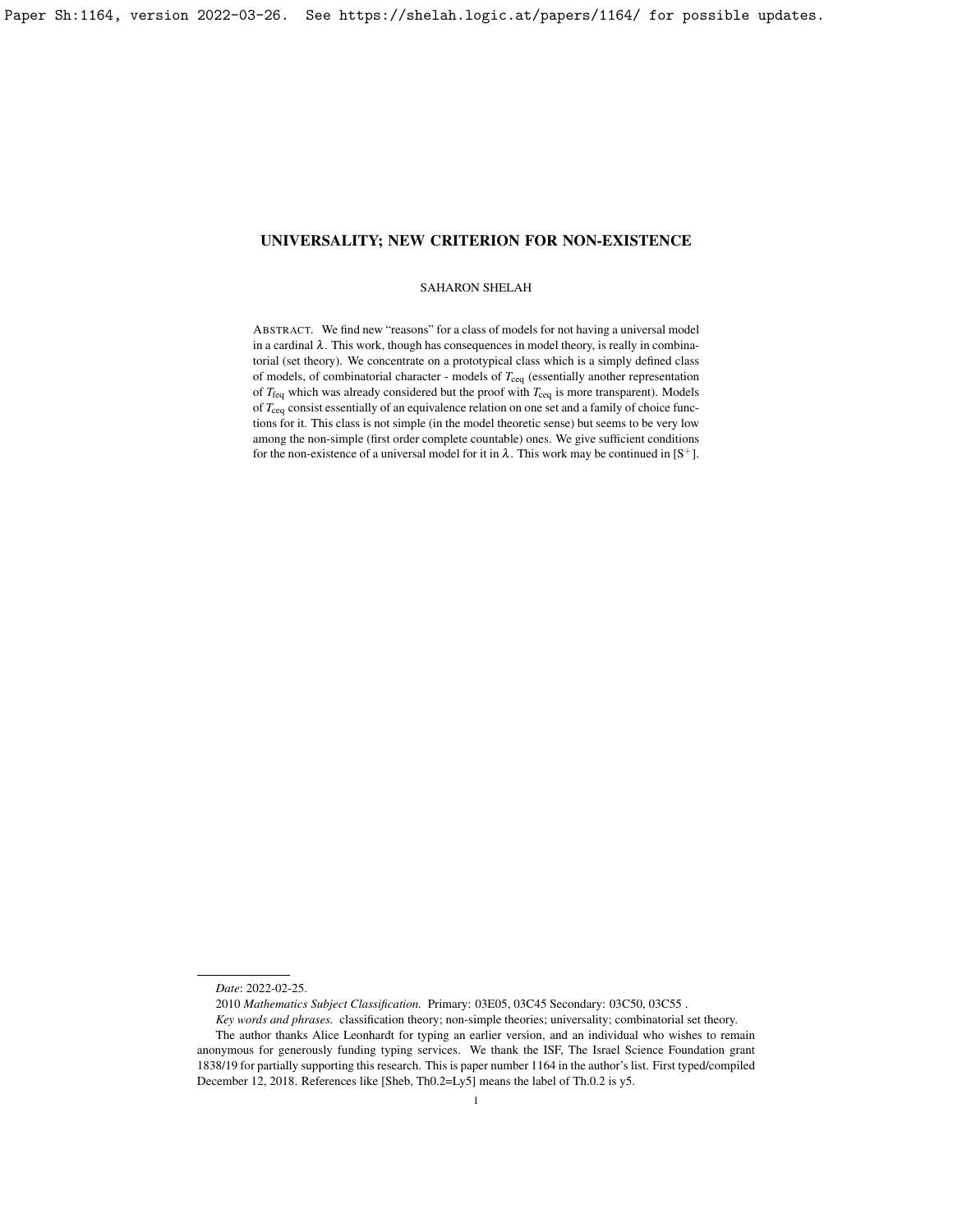# UNIVERSALITY; NEW CRITERION FOR NON-EXISTENCE

SAHARON SHELAH

ABSTRACT. We find new "reasons" for a class of models for not having a universal model in a cardinal $\lambda$. This work, though has consequences in model theory, is really in combinatorial (set theory). We concentrate on a prototypical class which is a simply defined class of models, of combinatorial character - models of $T_{\rm ceq}$ (essentially another representation of $T_{\rm feq}$ which was already considered but the proof with $T_{\rm ceq}$ is more transparent). Models of $T_{\rm ceq}$ consist essentially of an equivalence relation on one set and a family of choice functions for it. This class is not simple (in the model theoretic sense) but seems to be very low among the non-simple (first order complete countable) ones. We give sufficient conditions for the non-existence of a universal model for it in $\lambda$. This work may be continued in [S$^+$].

---

*Date*: 2022-02-25.

2010 *Mathematics Subject Classification.* Primary: 03E05, 03C45 Secondary: 03C50, 03C55 .

*Key words and phrases.* classification theory; non-simple theories; universality; combinatorial set theory.

The author thanks Alice Leonhardt for typing an earlier version, and an individual who wishes to remain anonymous for generously funding typing services. We thank the ISF, The Israel Science Foundation grant 1838/19 for partially supporting this research. This is paper number 1164 in the author's list. First typed/compiled December 12, 2018. References like [Sheb, Th0.2=Ly5] means the label of Th.0.2 is y5.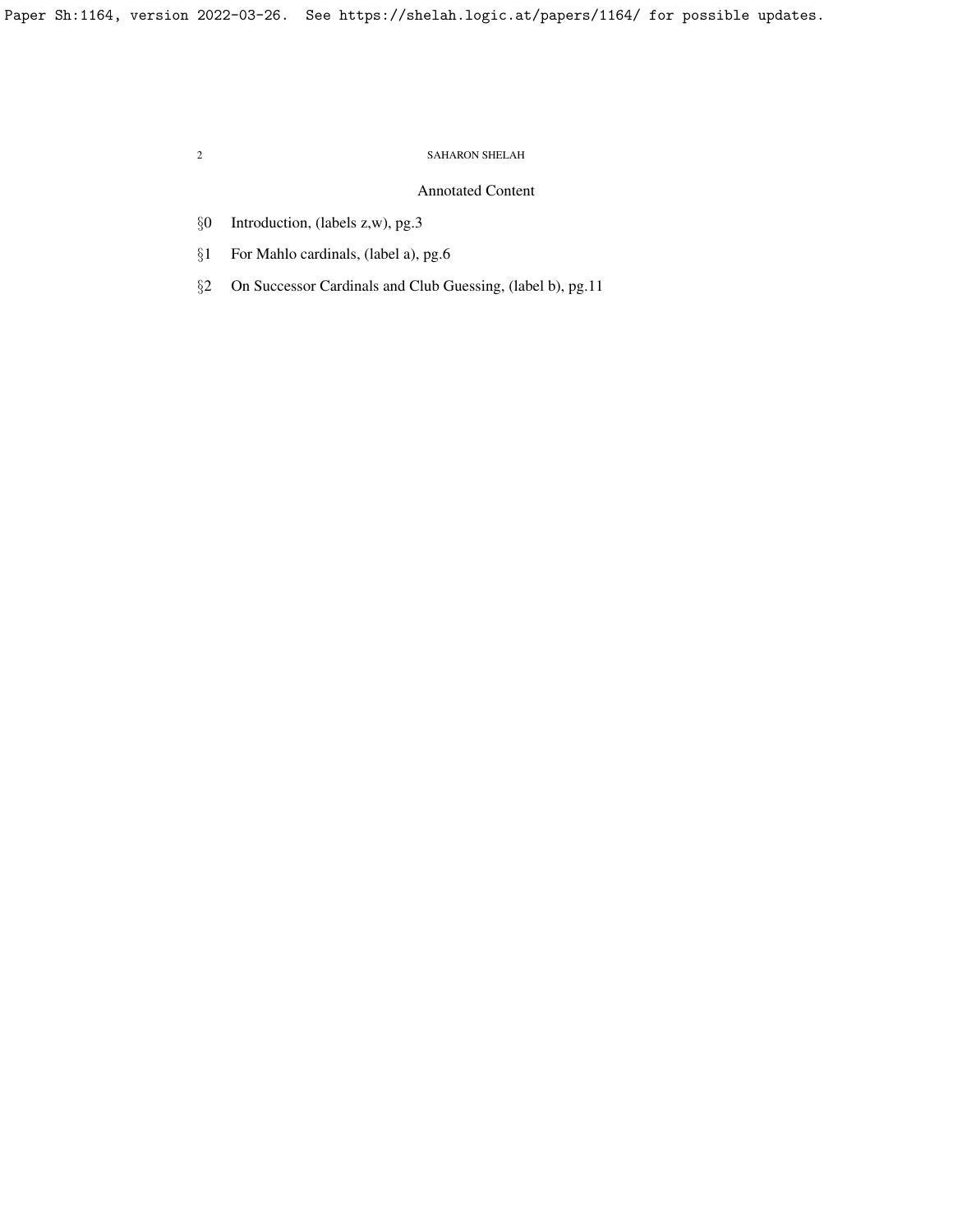## Annotated Content

§0 Introduction, (labels z,w), pg.3

§1 For Mahlo cardinals, (label a), pg.6

§2 On Successor Cardinals and Club Guessing, (label b), pg.11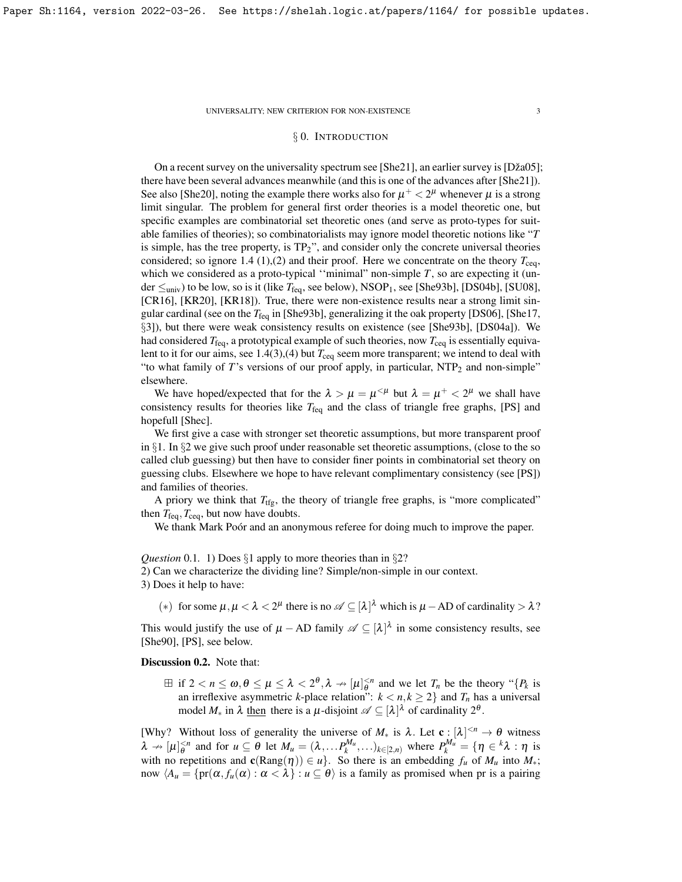## § 0. Introduction

On a recent survey on the universality spectrum see [She21], an earlier survey is [Dža05]; there have been several advances meanwhile (and this is one of the advances after [She21]). See also [She20], noting the example there works also for $\mu^+ < 2^\mu$ whenever $\mu$ is a strong limit singular. The problem for general first order theories is a model theoretic one, but specific examples are combinatorial set theoretic ones (and serve as proto-types for suitable families of theories); so combinatorialists may ignore model theoretic notions like "$T$ is simple, has the tree property, is $\mathrm{TP}_2$", and consider only the concrete universal theories considered; so ignore 1.4 (1),(2) and their proof. Here we concentrate on the theory $T_{\rm ceq}$, which we considered as a proto-typical ''minimal" non-simple $T$, so are expecting it (under $\leq_{\rm univ}$) to be low, so is it (like $T_{\rm feq}$, see below), $\mathrm{NSOP}_1$, see [She93b], [DS04b], [SU08], [CR16], [KR20], [KR18]). True, there were non-existence results near a strong limit singular cardinal (see on the $T_{\rm feq}$ in [She93b], generalizing it the oak property [DS06], [She17, §3]), but there were weak consistency results on existence (see [She93b], [DS04a]). We had considered $T_{\rm feq}$, a prototypical example of such theories, now $T_{\rm ceq}$ is essentially equivalent to it for our aims, see 1.4(3),(4) but $T_{\rm ceq}$ seem more transparent; we intend to deal with "to what family of $T$'s versions of our proof apply, in particular, $\mathrm{NTP}_2$ and non-simple" elsewhere.

We have hoped/expected that for the $\lambda > \mu = \mu^{<\mu}$ but $\lambda = \mu^+ < 2^\mu$ we shall have consistency results for theories like $T_{\rm feq}$ and the class of triangle free graphs, [PS] and hopefull [Shec].

We first give a case with stronger set theoretic assumptions, but more transparent proof in §1. In §2 we give such proof under reasonable set theoretic assumptions, (close to the so called club guessing) but then have to consider finer points in combinatorial set theory on guessing clubs. Elsewhere we hope to have relevant complimentary consistency (see [PS]) and families of theories.

A priory we think that $T_{\rm tfg}$, the theory of triangle free graphs, is "more complicated" then $T_{\rm feq}, T_{\rm ceq}$, but now have doubts.

We thank Mark Poór and an anonymous referee for doing much to improve the paper.

*Question* 0.1. 1) Does §1 apply to more theories than in §2?
2) Can we characterize the dividing line? Simple/non-simple in our context.
3) Does it help to have:

(∗) for some $\mu, \mu < \lambda < 2^\mu$ there is no $\mathscr{A} \subseteq [\lambda]^\lambda$ which is $\mu-$AD of cardinality $> \lambda$?

This would justify the use of $\mu-$AD family $\mathscr{A} \subseteq [\lambda]^\lambda$ in some consistency results, see [She90], [PS], see below.

**Discussion 0.2.** Note that:

⊞ if $2 < n \leq \omega, \theta \leq \mu \leq \lambda < 2^\theta, \lambda \nrightarrow [\mu]^{<n}_\theta$ and we let $T_n$ be the theory "$\{P_k$ is an irreflexive asymmetric $k$-place relation": $k < n, k \geq 2\}$ and $T_n$ has a universal model $M_*$ in $\lambda$ then there is a $\mu$-disjoint $\mathscr{A} \subseteq [\lambda]^\lambda$ of cardinality $2^\theta$.

[Why? Without loss of generality the universe of $M_*$ is $\lambda$. Let $\mathbf{c} : [\lambda]^{<n} \to \theta$ witness $\lambda \nrightarrow [\mu]^{<n}_\theta$ and for $u \subseteq \theta$ let $M_u = (\lambda, \ldots P_k^{M_u}, \ldots)_{k \in [2,n)}$ where $P_k^{M_u} = \{\eta \in {}^k\lambda : \eta$ is with no repetitions and $\mathbf{c}(\mathrm{Rang}(\eta)) \in u\}$. So there is an embedding $f_u$ of $M_u$ into $M_*$; now $\langle A_u = \{\mathrm{pr}(\alpha, f_u(\alpha)) : \alpha < \lambda\} : u \subseteq \theta\rangle$ is a family as promised when pr is a pairing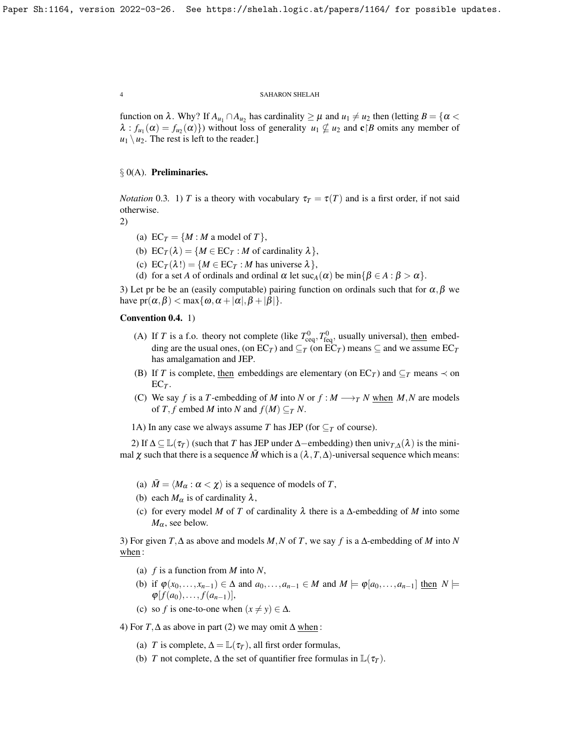function on $\lambda$. Why? If $A_{u_1} \cap A_{u_2}$ has cardinality $\geq \mu$ and $u_1 \neq u_2$ then (letting $B = \{\alpha < \lambda : f_{u_1}(\alpha) = f_{u_2}(\alpha)\}$) without loss of generality $u_1 \nsubseteq u_2$ and $\mathbf{c}{\restriction}B$ omits any member of $u_1 \setminus u_2$. The rest is left to the reader.]

## § 0(A). **Preliminaries.**

*Notation* 0.3. 1) $T$ is a theory with vocabulary $\tau_T = \tau(T)$ and is a first order, if not said otherwise.
2)

- (a) $\mathrm{EC}_T = \{M : M \text{ a model of } T\}$,
- (b) $\mathrm{EC}_T(\lambda) = \{M \in \mathrm{EC}_T : M \text{ of cardinality } \lambda\}$,
- (c) $\mathrm{EC}_T(\lambda!) = \{M \in \mathrm{EC}_T : M \text{ has universe } \lambda\}$,
- (d) for a set $A$ of ordinals and ordinal $\alpha$ let $\mathrm{suc}_A(\alpha)$ be $\min\{\beta \in A : \beta > \alpha\}$.

3) Let pr be be an (easily computable) pairing function on ordinals such that for $\alpha, \beta$ we have $\mathrm{pr}(\alpha, \beta) < \max\{\omega, \alpha + |\alpha|, \beta + |\beta|\}$.

**Convention 0.4.** 1)

- (A) If $T$ is a f.o. theory not complete (like $T^0_{\mathrm{ceq}}, T^0_{\mathrm{feq}}$, usually universal), then embedding are the usual ones, (on $\mathrm{EC}_T$) and $\subseteq_T$ (on $\mathrm{EC}_T$) means $\subseteq$ and we assume $\mathrm{EC}_T$ has amalgamation and JEP.
- (B) If $T$ is complete, then embeddings are elementary (on $\mathrm{EC}_T$) and $\subseteq_T$ means $\prec$ on $\mathrm{EC}_T$.
- (C) We say $f$ is a $T$-embedding of $M$ into $N$ or $f : M \longrightarrow_T N$ when $M, N$ are models of $T, f$ embed $M$ into $N$ and $f(M) \subseteq_T N$.

1A) In any case we always assume $T$ has JEP (for $\subseteq_T$ of course).

2) If $\Delta \subseteq \mathbb{L}(\tau_T)$ (such that $T$ has JEP under $\Delta-$embedding) then $\mathrm{univ}_{T,\Delta}(\lambda)$ is the minimal $\chi$ such that there is a sequence $\bar{M}$ which is a $(\lambda, T, \Delta)$-universal sequence which means:

- (a) $\bar{M} = \langle M_\alpha : \alpha < \chi \rangle$ is a sequence of models of $T$,
- (b) each $M_\alpha$ is of cardinality $\lambda$,
- (c) for every model $M$ of $T$ of cardinality $\lambda$ there is a $\Delta$-embedding of $M$ into some $M_\alpha$, see below.

3) For given $T, \Delta$ as above and models $M, N$ of $T$, we say $f$ is a $\Delta$-embedding of $M$ into $N$ when:

- (a) $f$ is a function from $M$ into $N$,
- (b) if $\varphi(x_0, \ldots, x_{n-1}) \in \Delta$ and $a_0, \ldots, a_{n-1} \in M$ and $M \models \varphi[a_0, \ldots, a_{n-1}]$ then $N \models \varphi[f(a_0), \ldots, f(a_{n-1})]$,
- (c) so $f$ is one-to-one when $(x \neq y) \in \Delta$.

4) For $T, \Delta$ as above in part (2) we may omit $\Delta$ when:

- (a) $T$ is complete, $\Delta = \mathbb{L}(\tau_T)$, all first order formulas,
- (b) $T$ not complete, $\Delta$ the set of quantifier free formulas in $\mathbb{L}(\tau_T)$.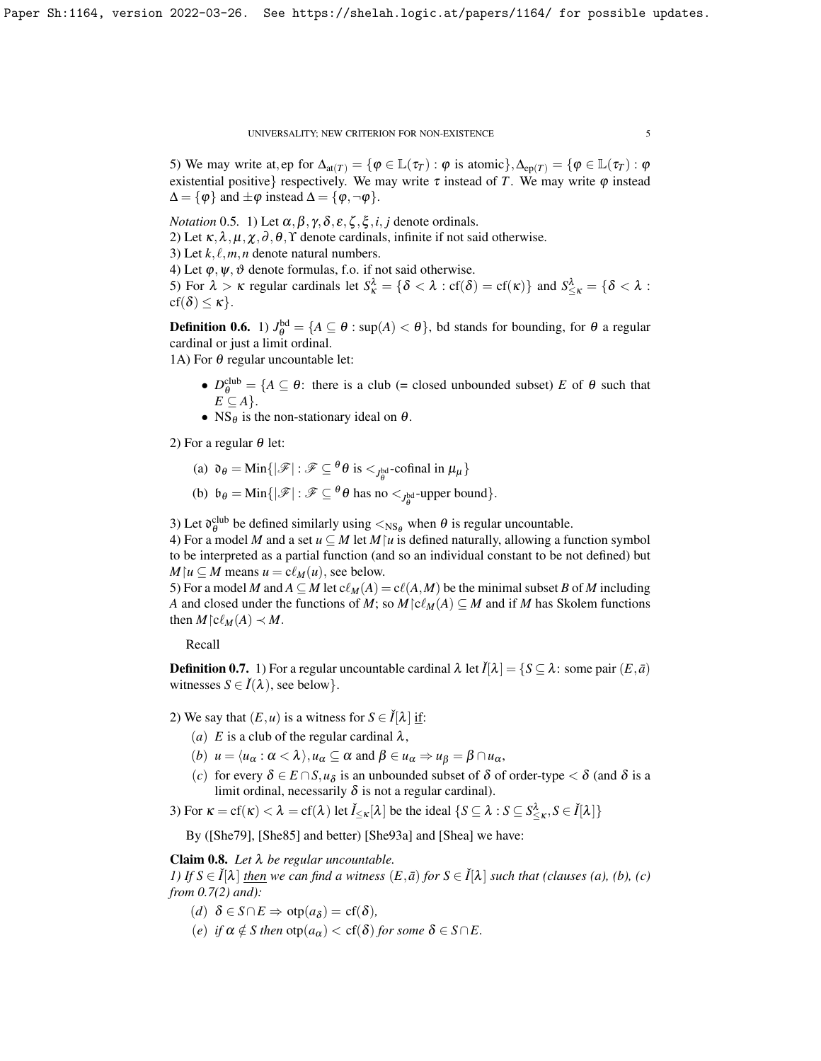5) We may write at, ep for $\Delta_{\mathrm{at}(T)} = \{\varphi \in \mathbb{L}(\tau_T) : \varphi \text{ is atomic}\}, \Delta_{\mathrm{ep}(T)} = \{\varphi \in \mathbb{L}(\tau_T) : \varphi$ existential positive$\}$ respectively. We may write $\tau$ instead of $T$. We may write $\varphi$ instead $\Delta = \{\varphi\}$ and $\pm\varphi$ instead $\Delta = \{\varphi, \neg\varphi\}$.

*Notation* 0.5. 1) Let $\alpha, \beta, \gamma, \delta, \varepsilon, \zeta, \xi, i, j$ denote ordinals.
2) Let $\kappa, \lambda, \mu, \chi, \partial, \theta, \Upsilon$ denote cardinals, infinite if not said otherwise.
3) Let $k, \ell, m, n$ denote natural numbers.
4) Let $\varphi, \psi, \vartheta$ denote formulas, f.o. if not said otherwise.
5) For $\lambda > \kappa$ regular cardinals let $S^\lambda_\kappa = \{\delta < \lambda : \mathrm{cf}(\delta) = \mathrm{cf}(\kappa)\}$ and $S^\lambda_{\leq\kappa} = \{\delta < \lambda : \mathrm{cf}(\delta) \leq \kappa\}$.

**Definition 0.6.** 1) $J^{\mathrm{bd}}_\theta = \{A \subseteq \theta : \sup(A) < \theta\}$, bd stands for bounding, for $\theta$ a regular cardinal or just a limit ordinal.
1A) For $\theta$ regular uncountable let:

- $D^{\mathrm{club}}_\theta = \{A \subseteq \theta$: there is a club (= closed unbounded subset) $E$ of $\theta$ such that $E \subseteq A\}$.
- $\mathrm{NS}_\theta$ is the non-stationary ideal on $\theta$.

2) For a regular $\theta$ let:

(a) $\mathfrak{d}_\theta = \mathrm{Min}\{|\mathscr{F}| : \mathscr{F} \subseteq {}^\theta\theta \text{ is } <_{J^{\mathrm{bd}}_\theta}\text{-cofinal in } \mu_\mu\}$

(b) $\mathfrak{b}_\theta = \mathrm{Min}\{|\mathscr{F}| : \mathscr{F} \subseteq {}^\theta\theta \text{ has no } <_{J^{\mathrm{bd}}_\theta}\text{-upper bound}\}$.

3) Let $\mathfrak{d}^{\mathrm{club}}_\theta$ be defined similarly using $<_{\mathrm{NS}_\theta}$ when $\theta$ is regular uncountable.
4) For a model $M$ and a set $u \subseteq M$ let $M{\restriction}u$ is defined naturally, allowing a function symbol to be interpreted as a partial function (and so an individual constant to be not defined) but $M{\restriction}u \subseteq M$ means $u = \mathrm{c}\ell_M(u)$, see below.
5) For a model $M$ and $A \subseteq M$ let $\mathrm{c}\ell_M(A) = \mathrm{c}\ell(A, M)$ be the minimal subset $B$ of $M$ including $A$ and closed under the functions of $M$; so $M{\restriction}\mathrm{c}\ell_M(A) \subseteq M$ and if $M$ has Skolem functions then $M{\restriction}\mathrm{c}\ell_M(A) \prec M$.

Recall

**Definition 0.7.** 1) For a regular uncountable cardinal $\lambda$ let $\check{I}[\lambda] = \{S \subseteq \lambda$: some pair $(E, \bar{a})$ witnesses $S \in \check{I}(\lambda)$, see below$\}$.

2) We say that $(E, u)$ is a witness for $S \in \check{I}[\lambda]$ if:

$(a)$ $E$ is a club of the regular cardinal $\lambda$,

$(b)$ $u = \langle u_\alpha : \alpha < \lambda\rangle, u_\alpha \subseteq \alpha$ and $\beta \in u_\alpha \Rightarrow u_\beta = \beta \cap u_\alpha$,

$(c)$ for every $\delta \in E \cap S, u_\delta$ is an unbounded subset of $\delta$ of order-type $< \delta$ (and $\delta$ is a limit ordinal, necessarily $\delta$ is not a regular cardinal).

3) For $\kappa = \mathrm{cf}(\kappa) < \lambda = \mathrm{cf}(\lambda)$ let $\check{I}_{\leq\kappa}[\lambda]$ be the ideal $\{S \subseteq \lambda : S \subseteq S^\lambda_{\leq\kappa}, S \in \check{I}[\lambda]\}$

By ([She79], [She85] and better) [She93a] and [Shea] we have:

**Claim 0.8.** *Let $\lambda$ be regular uncountable.*
*1) If $S \in \check{I}[\lambda]$ then we can find a witness $(E, \bar{a})$ for $S \in \check{I}[\lambda]$ such that (clauses (a), (b), (c) from 0.7(2) and):*

$(d)$ *$\delta \in S \cap E \Rightarrow \mathrm{otp}(a_\delta) = \mathrm{cf}(\delta)$,*

$(e)$ *if $\alpha \notin S$ then $\mathrm{otp}(a_\alpha) < \mathrm{cf}(\delta)$ for some $\delta \in S \cap E$.*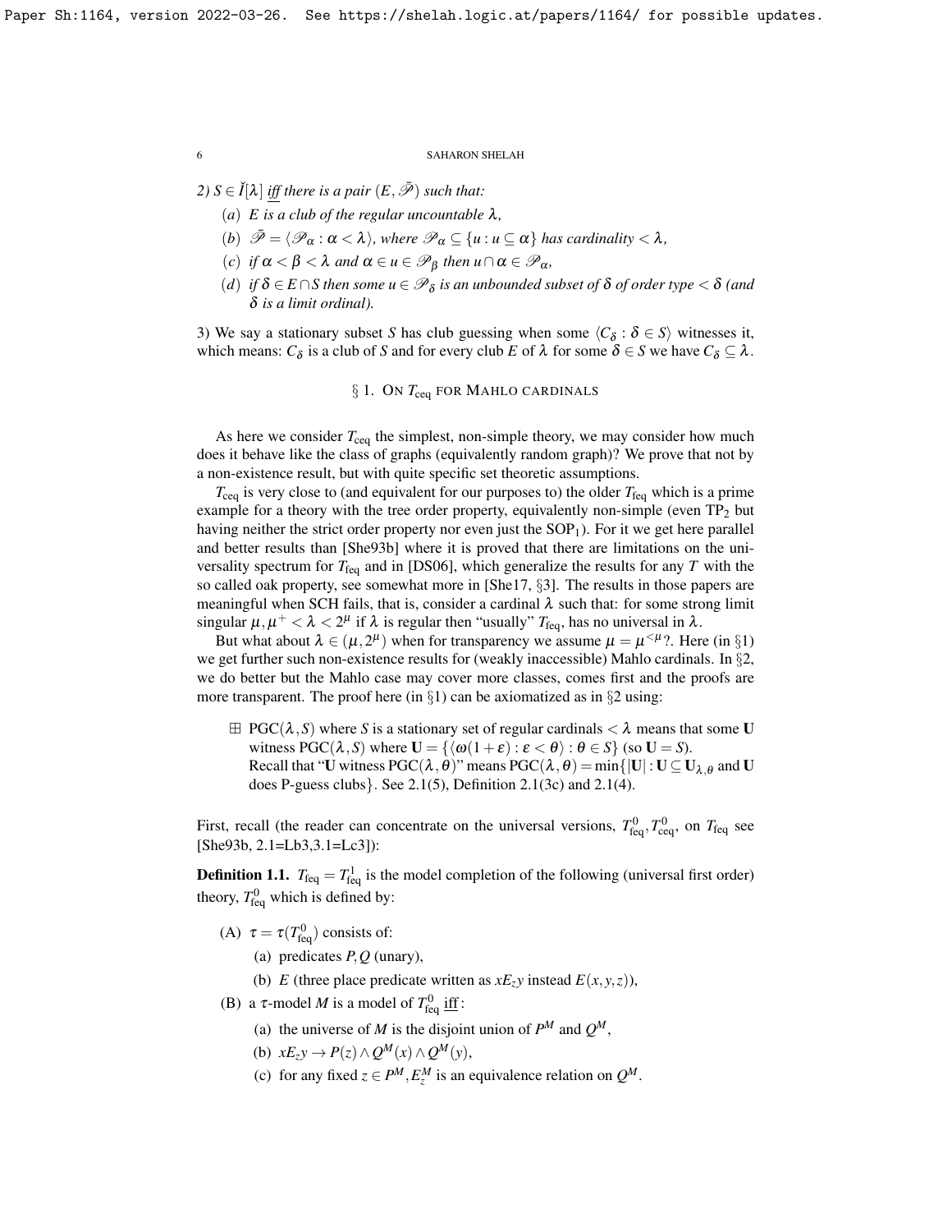2) $S \in \check{I}[\lambda]$ <u>iff</u> there is a pair $(E, \bar{\mathscr{P}})$ such that:

- $(a)$ $E$ is a club of the regular uncountable $\lambda$,
- $(b)$ $\bar{\mathscr{P}} = \langle \mathscr{P}_\alpha : \alpha < \lambda \rangle$, where $\mathscr{P}_\alpha \subseteq \{u : u \subseteq \alpha\}$ has cardinality $< \lambda$,
- $(c)$ if $\alpha < \beta < \lambda$ and $\alpha \in u \in \mathscr{P}_\beta$ then $u \cap \alpha \in \mathscr{P}_\alpha$,
- $(d)$ if $\delta \in E \cap S$ then some $u \in \mathscr{P}_\delta$ is an unbounded subset of $\delta$ of order type $< \delta$ (and $\delta$ is a limit ordinal).

3) We say a stationary subset $S$ has club guessing when some $\langle C_\delta : \delta \in S \rangle$ witnesses it, which means: $C_\delta$ is a club of $S$ and for every club $E$ of $\lambda$ for some $\delta \in S$ we have $C_\delta \subseteq \lambda$.

## § 1. On $T_{\rm ceq}$ for Mahlo cardinals

As here we consider $T_{\rm ceq}$ the simplest, non-simple theory, we may consider how much does it behave like the class of graphs (equivalently random graph)? We prove that not by a non-existence result, but with quite specific set theoretic assumptions.

$T_{\rm ceq}$ is very close to (and equivalent for our purposes to) the older $T_{\rm feq}$ which is a prime example for a theory with the tree order property, equivalently non-simple (even $\rm TP_2$ but having neither the strict order property nor even just the $\rm SOP_1$). For it we get here parallel and better results than [She93b] where it is proved that there are limitations on the universality spectrum for $T_{\rm feq}$ and in [DS06], which generalize the results for any $T$ with the so called oak property, see somewhat more in [She17, §3]. The results in those papers are meaningful when SCH fails, that is, consider a cardinal $\lambda$ such that: for some strong limit singular $\mu, \mu^+ < \lambda < 2^\mu$ if $\lambda$ is regular then "usually" $T_{\rm feq}$, has no universal in $\lambda$.

But what about $\lambda \in (\mu, 2^\mu)$ when for transparency we assume $\mu = \mu^{<\mu}$?. Here (in §1) we get further such non-existence results for (weakly inaccessible) Mahlo cardinals. In §2, we do better but the Mahlo case may cover more classes, comes first and the proofs are more transparent. The proof here (in §1) can be axiomatized as in §2 using:

$\boxplus$ $\mathrm{PGC}(\lambda, S)$ where $S$ is a stationary set of regular cardinals $< \lambda$ means that some $\mathbf{U}$ witness $\mathrm{PGC}(\lambda, S)$ where $\mathbf{U} = \{\langle \omega(1+\varepsilon) : \varepsilon < \theta \rangle : \theta \in S\}$ (so $\mathbf{U} = S$). Recall that "$\mathbf{U}$ witness $\mathrm{PGC}(\lambda, \theta)$" means $\mathrm{PGC}(\lambda, \theta) = \min\{|\mathbf{U}| : \mathbf{U} \subseteq \mathbf{U}_{\lambda, \theta}$ and $\mathbf{U}$ does P-guess clubs$\}$. See 2.1(5), Definition 2.1(3c) and 2.1(4).

First, recall (the reader can concentrate on the universal versions, $T^0_{\rm feq}, T^0_{\rm ceq}$, on $T_{\rm feq}$ see [She93b, 2.1=Lb3,3.1=Lc3]):

**Definition 1.1.** $T_{\rm feq} = T^1_{\rm feq}$ is the model completion of the following (universal first order) theory, $T^0_{\rm feq}$ which is defined by:

- (A) $\tau = \tau(T^0_{\rm feq})$ consists of:
  - (a) predicates $P, Q$ (unary),
  - (b) $E$ (three place predicate written as $xE_zy$ instead $E(x,y,z)$),
- (B) a $\tau$-model $M$ is a model of $T^0_{\rm feq}$ <u>iff</u>:
  - (a) the universe of $M$ is the disjoint union of $P^M$ and $Q^M$,
  - (b) $xE_zy \to P(z) \wedge Q^M(x) \wedge Q^M(y)$,
  - (c) for any fixed $z \in P^M, E^M_z$ is an equivalence relation on $Q^M$.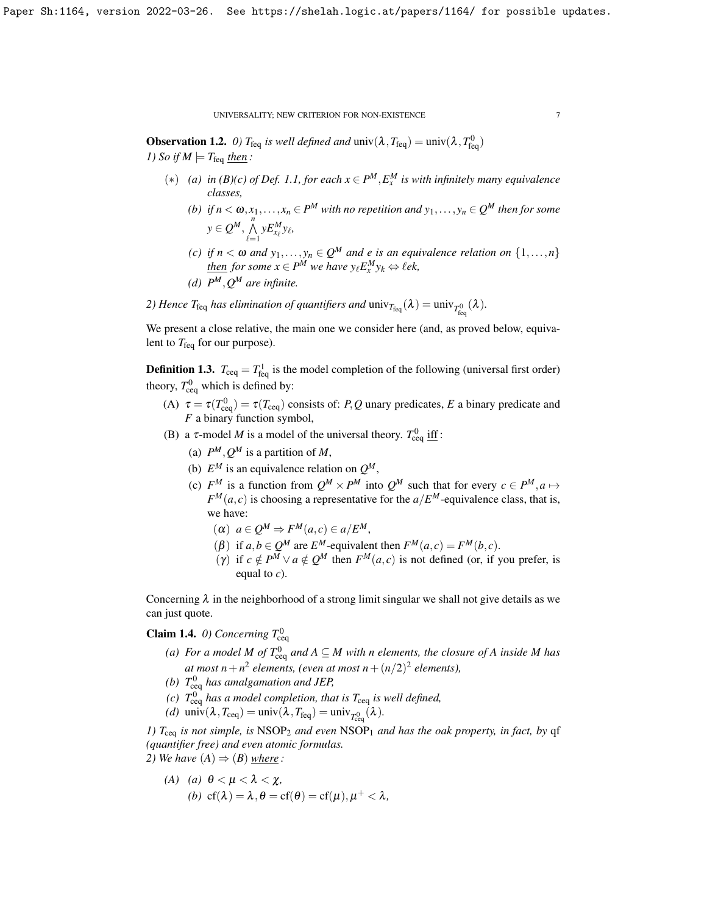**Observation 1.2.** *0) $T_{\rm feq}$ is well defined and $\text{univ}(\lambda, T_{\rm feq}) = \text{univ}(\lambda, T^0_{\rm feq})$*
*1) So if $M \models T_{\rm feq}$ <u>then</u>:*

- $(*)$ *(a) in (B)(c) of Def. 1.1, for each $x \in P^M, E^M_x$ is with infinitely many equivalence classes,*
  - *(b) if $n < \omega, x_1, \ldots, x_n \in P^M$ with no repetition and $y_1, \ldots, y_n \in Q^M$ then for some $y \in Q^M, \bigwedge\limits_{\ell=1}^{n} y E^M_{x_\ell} y_\ell$,*
  - *(c) if $n < \omega$ and $y_1, \ldots, y_n \in Q^M$ and $e$ is an equivalence relation on $\{1, \ldots, n\}$ <u>then</u> for some $x \in P^M$ we have $y_\ell E^M_x y_k \Leftrightarrow \ell e k$,*
  - *(d) $P^M, Q^M$ are infinite.*

*2) Hence $T_{\rm feq}$ has elimination of quantifiers and $\text{univ}_{T_{\rm feq}}(\lambda) = \text{univ}_{T^0_{\rm feq}}(\lambda)$.*

We present a close relative, the main one we consider here (and, as proved below, equivalent to $T_{\rm feq}$ for our purpose).

**Definition 1.3.** $T_{\rm ceq} = T^1_{\rm feq}$ is the model completion of the following (universal first order) theory, $T^0_{\rm ceq}$ which is defined by:

- (A) $\tau = \tau(T^0_{\rm ceq}) = \tau(T_{\rm ceq})$ consists of: $P, Q$ unary predicates, $E$ a binary predicate and $F$ a binary function symbol,
- (B) a $\tau$-model $M$ is a model of the universal theory. $T^0_{\rm ceq}$ <u>iff</u>:
  - (a) $P^M, Q^M$ is a partition of $M$,
  - (b) $E^M$ is an equivalence relation on $Q^M$,
  - (c) $F^M$ is a function from $Q^M \times P^M$ into $Q^M$ such that for every $c \in P^M, a \mapsto F^M(a,c)$ is choosing a representative for the $a/E^M$-equivalence class, that is, we have:
    - $(\alpha)$ $a \in Q^M \Rightarrow F^M(a,c) \in a/E^M$,
    - $(\beta)$ if $a, b \in Q^M$ are $E^M$-equivalent then $F^M(a,c) = F^M(b,c)$.
    - $(\gamma)$ if $c \notin P^M \vee a \notin Q^M$ then $F^M(a,c)$ is not defined (or, if you prefer, is equal to $c$).

Concerning $\lambda$ in the neighborhood of a strong limit singular we shall not give details as we can just quote.

**Claim 1.4.** *0) Concerning $T^0_{\rm ceq}$*

- *(a) For a model $M$ of $T^0_{\rm ceq}$ and $A \subseteq M$ with $n$ elements, the closure of $A$ inside $M$ has at most $n + n^2$ elements, (even at most $n + (n/2)^2$ elements),*
- *(b) $T^0_{\rm ceq}$ has amalgamation and JEP,*
- *(c) $T^0_{\rm ceq}$ has a model completion, that is $T_{\rm ceq}$ is well defined,*
- *(d) $\text{univ}(\lambda, T_{\rm ceq}) = \text{univ}(\lambda, T_{\rm feq}) = \text{univ}_{T^0_{\rm ceq}}(\lambda)$.*

*1) $T_{\rm ceq}$ is not simple, is $\text{NSOP}_2$ and even $\text{NSOP}_1$ and has the oak property, in fact, by* qf *(quantifier free) and even atomic formulas.*
*2) We have $(A) \Rightarrow (B)$ <u>where</u>:*

- *(A) (a) $\theta < \mu < \lambda < \chi$,*
  - *(b) $\text{cf}(\lambda) = \lambda, \theta = \text{cf}(\theta) = \text{cf}(\mu), \mu^+ < \lambda$,*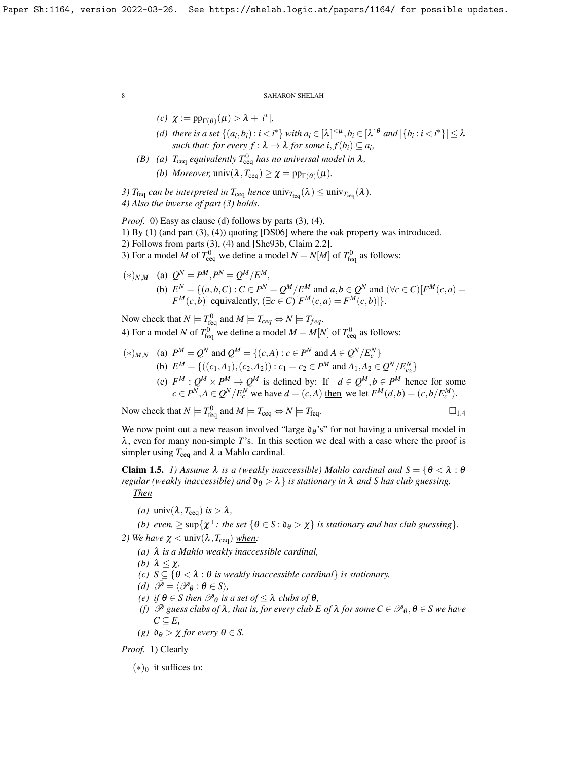(c) $\chi := \mathrm{pp}_{\Gamma(\theta)}(\mu) > \lambda + |i^*|$,

(d) there is a set $\{(a_i, b_i) : i < i^*\}$ with $a_i \in [\lambda]^{<\mu}, b_i \in [\lambda]^\theta$ and $|\{b_i : i < i^*\}| \le \lambda$ such that: for every $f : \lambda \to \lambda$ for some $i, f(b_i) \subseteq a_i$,

(B) (a) $T_{\mathrm{ceq}}$ equivalently $T^0_{\mathrm{ceq}}$ has no universal model in $\lambda$,

(b) Moreover, $\mathrm{univ}(\lambda, T_{\mathrm{ceq}}) \ge \chi = \mathrm{pp}_{\Gamma(\theta)}(\mu)$.

3) $T_{\mathrm{feq}}$ can be interpreted in $T_{\mathrm{ceq}}$ hence $\mathrm{univ}_{T_{\mathrm{feq}}}(\lambda) \le \mathrm{univ}_{T_{\mathrm{ceq}}}(\lambda)$.

4) Also the inverse of part (3) holds.

*Proof.* 0) Easy as clause (d) follows by parts (3), (4).

1) By (1) (and part (3), (4)) quoting [DS06] where the oak property was introduced.

2) Follows from parts (3), (4) and [She93b, Claim 2.2].

3) For a model $M$ of $T^0_{\mathrm{ceq}}$ we define a model $N = N[M]$ of $T^0_{\mathrm{feq}}$ as follows:

$(*)_{N,M}$ (a) $Q^N = P^M, P^N = Q^M/E^M$,

(b) $E^N = \{(a, b, C) : C \in P^N = Q^M/E^M$ and $a, b \in Q^N$ and $(\forall c \in C)[F^M(c, a) = F^M(c, b)]$ equivalently, $(\exists c \in C)[F^M(c, a) = F^M(c, b)]\}$.

Now check that $N \models T^0_{\mathrm{feq}}$ and $M \models T_{ceq} \Leftrightarrow N \models T_{feq}$.

4) For a model $N$ of $T^0_{\mathrm{feq}}$ we define a model $M = M[N]$ of $T^0_{\mathrm{ceq}}$ as follows:

$(*)_{M,N}$ (a) $P^M = Q^N$ and $Q^M = \{(c, A) : c \in P^N$ and $A \in Q^N/E^N_c\}$

(b) $E^M = \{((c_1, A_1), (c_2, A_2)) : c_1 = c_2 \in P^M$ and $A_1, A_2 \in Q^N/E^N_{c_2}\}$

(c) $F^M : Q^M \times P^M \to Q^M$ is defined by: If $d \in Q^M, b \in P^M$ hence for some $c \in P^N, A \in Q^N/E^N_c$ we have $d = (c, A)$ <u>then</u> we let $F^M(d, b) = (c, b/E^M_c)$.

Now check that $N \models T^0_{\mathrm{feq}}$ and $M \models T_{\mathrm{ceq}} \Leftrightarrow N \models T_{\mathrm{feq}}$. $\square_{1.4}$

We now point out a new reason involved "large $\mathfrak{d}_\theta$'s" for not having a universal model in $\lambda$, even for many non-simple $T$'s. In this section we deal with a case where the proof is simpler using $T_{\mathrm{ceq}}$ and $\lambda$ a Mahlo cardinal.

**Claim 1.5.** *1) Assume $\lambda$ is a (weakly inaccessible) Mahlo cardinal and $S = \{\theta < \lambda : \theta$ regular (weakly inaccessible) and $\mathfrak{d}_\theta > \lambda\}$ is stationary in $\lambda$ and $S$ has club guessing.*
<u>*Then*</u>

*(a) $\mathrm{univ}(\lambda, T_{\mathrm{ceq}})$ is $> \lambda$,*

*(b) even, $\ge \sup\{\chi^+$: the set $\{\theta \in S : \mathfrak{d}_\theta > \chi\}$ is stationary and has club guessing$\}$.*

*2) We have $\chi < \mathrm{univ}(\lambda, T_{\mathrm{ceq}})$ <u>when</u>:*

*(a) $\lambda$ is a Mahlo weakly inaccessible cardinal,*

*(b) $\lambda \le \chi$,*

*(c) $S \subseteq \{\theta < \lambda : \theta$ is weakly inaccessible cardinal$\}$ is stationary.*

*(d) $\bar{\mathscr{P}} = \langle \mathscr{P}_\theta : \theta \in S \rangle$,*

*(e) if $\theta \in S$ then $\mathscr{P}_\theta$ is a set of $\le \lambda$ clubs of $\theta$,*

*(f) $\bar{\mathscr{P}}$ guess clubs of $\lambda$, that is, for every club $E$ of $\lambda$ for some $C \in \mathscr{P}_\theta, \theta \in S$ we have $C \subseteq E$,*

*(g) $\mathfrak{d}_\theta > \chi$ for every $\theta \in S$.*

*Proof.* 1) Clearly

$(*)_0$ it suffices to: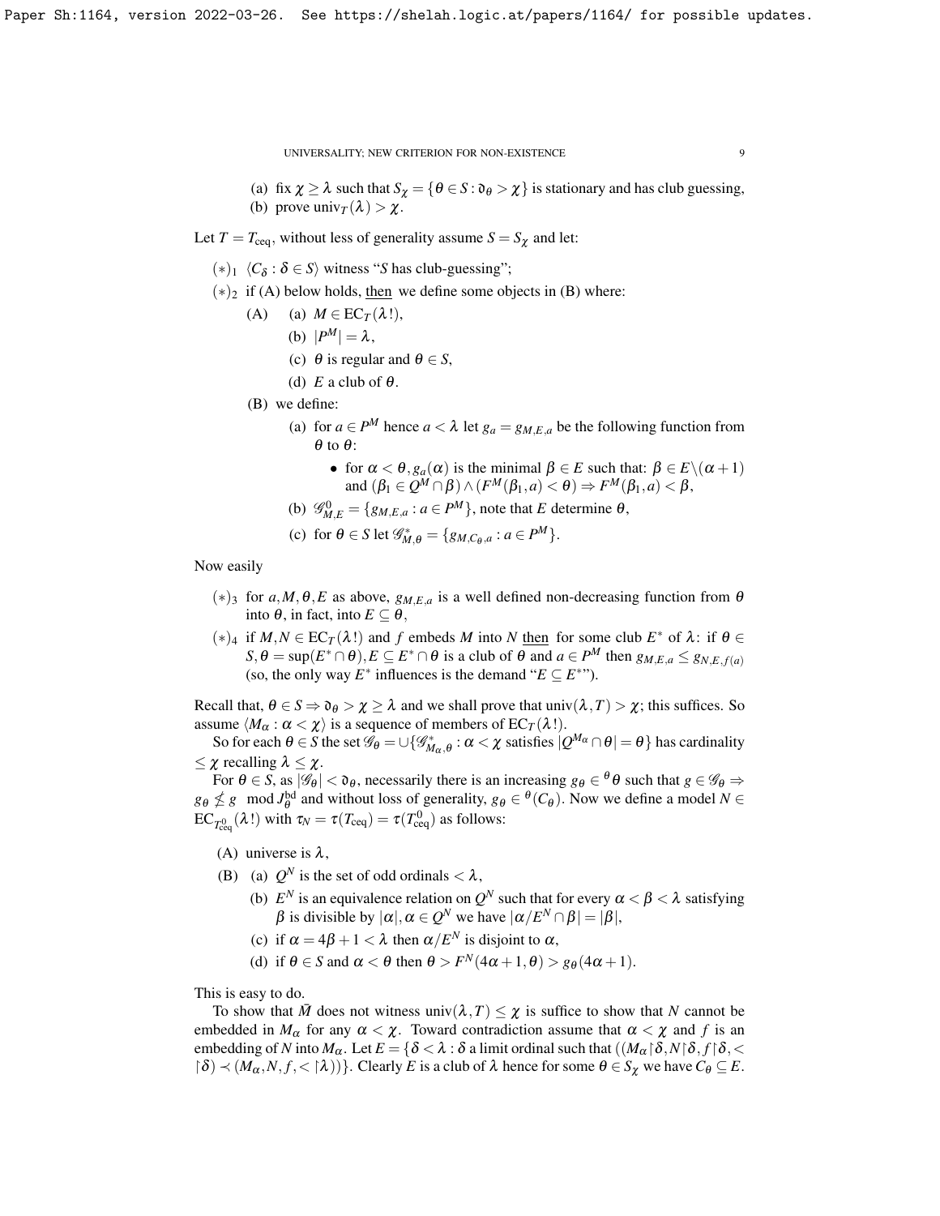(a) fix $\chi \geq \lambda$ such that $S_\chi = \{\theta \in S : \mathfrak{d}_\theta > \chi\}$ is stationary and has club guessing,

(b) prove $\text{univ}_T(\lambda) > \chi$.

Let $T = T_{\text{ceq}}$, without less of generality assume $S = S_\chi$ and let:

$(*)_1$ $\langle C_\delta : \delta \in S\rangle$ witness "$S$ has club-guessing";

$(*)_2$ if (A) below holds, then we define some objects in (B) where:

- (A)
  - (a) $M \in \text{EC}_T(\lambda!)$,
  - (b) $|P^M| = \lambda$,
  - (c) $\theta$ is regular and $\theta \in S$,
  - (d) $E$ a club of $\theta$.
- (B) we define:
  - (a) for $a \in P^M$ hence $a < \lambda$ let $g_a = g_{M,E,a}$ be the following function from $\theta$ to $\theta$:
    - for $\alpha < \theta, g_a(\alpha)$ is the minimal $\beta \in E$ such that: $\beta \in E\backslash(\alpha+1)$ and $(\beta_1 \in Q^M \cap \beta) \wedge (F^M(\beta_1, a) < \theta) \Rightarrow F^M(\beta_1, a) < \beta$,
  - (b) $\mathscr{G}^0_{M,E} = \{g_{M,E,a} : a \in P^M\}$, note that $E$ determine $\theta$,
  - (c) for $\theta \in S$ let $\mathscr{G}^*_{M,\theta} = \{g_{M,C_\theta,a} : a \in P^M\}$.

Now easily

$(*)_3$ for $a, M, \theta, E$ as above, $g_{M,E,a}$ is a well defined non-decreasing function from $\theta$ into $\theta$, in fact, into $E \subseteq \theta$,

$(*)_4$ if $M, N \in \text{EC}_T(\lambda!)$ and $f$ embeds $M$ into $N$ then for some club $E^*$ of $\lambda$: if $\theta \in S, \theta = \sup(E^* \cap \theta), E \subseteq E^* \cap \theta$ is a club of $\theta$ and $a \in P^M$ then $g_{M,E,a} \leq g_{N,E,f(a)}$ (so, the only way $E^*$ influences is the demand "$E \subseteq E^*$").

Recall that, $\theta \in S \Rightarrow \mathfrak{d}_\theta > \chi \geq \lambda$ and we shall prove that $\text{univ}(\lambda, T) > \chi$; this suffices. So assume $\langle M_\alpha : \alpha < \chi\rangle$ is a sequence of members of $\text{EC}_T(\lambda!)$.

So for each $\theta \in S$ the set $\mathscr{G}_\theta = \cup\{\mathscr{G}^*_{M_\alpha,\theta} : \alpha < \chi$ satisfies $|Q^{M_\alpha} \cap \theta| = \theta\}$ has cardinality $\leq \chi$ recalling $\lambda \leq \chi$.

For $\theta \in S$, as $|\mathscr{G}_\theta| < \mathfrak{d}_\theta$, necessarily there is an increasing $g_\theta \in {}^\theta\theta$ such that $g \in \mathscr{G}_\theta \Rightarrow g_\theta \nleq g \mod J^{\text{bd}}_\theta$ and without loss of generality, $g_\theta \in {}^\theta(C_\theta)$. Now we define a model $N \in \text{EC}_{T^0_{\text{ceq}}}(\lambda!)$ with $\tau_N = \tau(T_{\text{ceq}}) = \tau(T^0_{\text{ceq}})$ as follows:

- (A) universe is $\lambda$,
- (B)
  - (a) $Q^N$ is the set of odd ordinals $< \lambda$,
  - (b) $E^N$ is an equivalence relation on $Q^N$ such that for every $\alpha < \beta < \lambda$ satisfying $\beta$ is divisible by $|\alpha|, \alpha \in Q^N$ we have $|\alpha/E^N \cap \beta| = |\beta|$,
  - (c) if $\alpha = 4\beta + 1 < \lambda$ then $\alpha/E^N$ is disjoint to $\alpha$,
  - (d) if $\theta \in S$ and $\alpha < \theta$ then $\theta > F^N(4\alpha+1, \theta) > g_\theta(4\alpha+1)$.

This is easy to do.

To show that $\bar{M}$ does not witness $\text{univ}(\lambda, T) \leq \chi$ is suffice to show that $N$ cannot be embedded in $M_\alpha$ for any $\alpha < \chi$. Toward contradiction assume that $\alpha < \chi$ and $f$ is an embedding of $N$ into $M_\alpha$. Let $E = \{\delta < \lambda : \delta$ a limit ordinal such that $((M_\alpha{\restriction}\delta, N{\restriction}\delta, f{\restriction}\delta, < {\restriction}\delta) \prec (M_\alpha, N, f, < {\restriction}\lambda))\}$. Clearly $E$ is a club of $\lambda$ hence for some $\theta \in S_\chi$ we have $C_\theta \subseteq E$.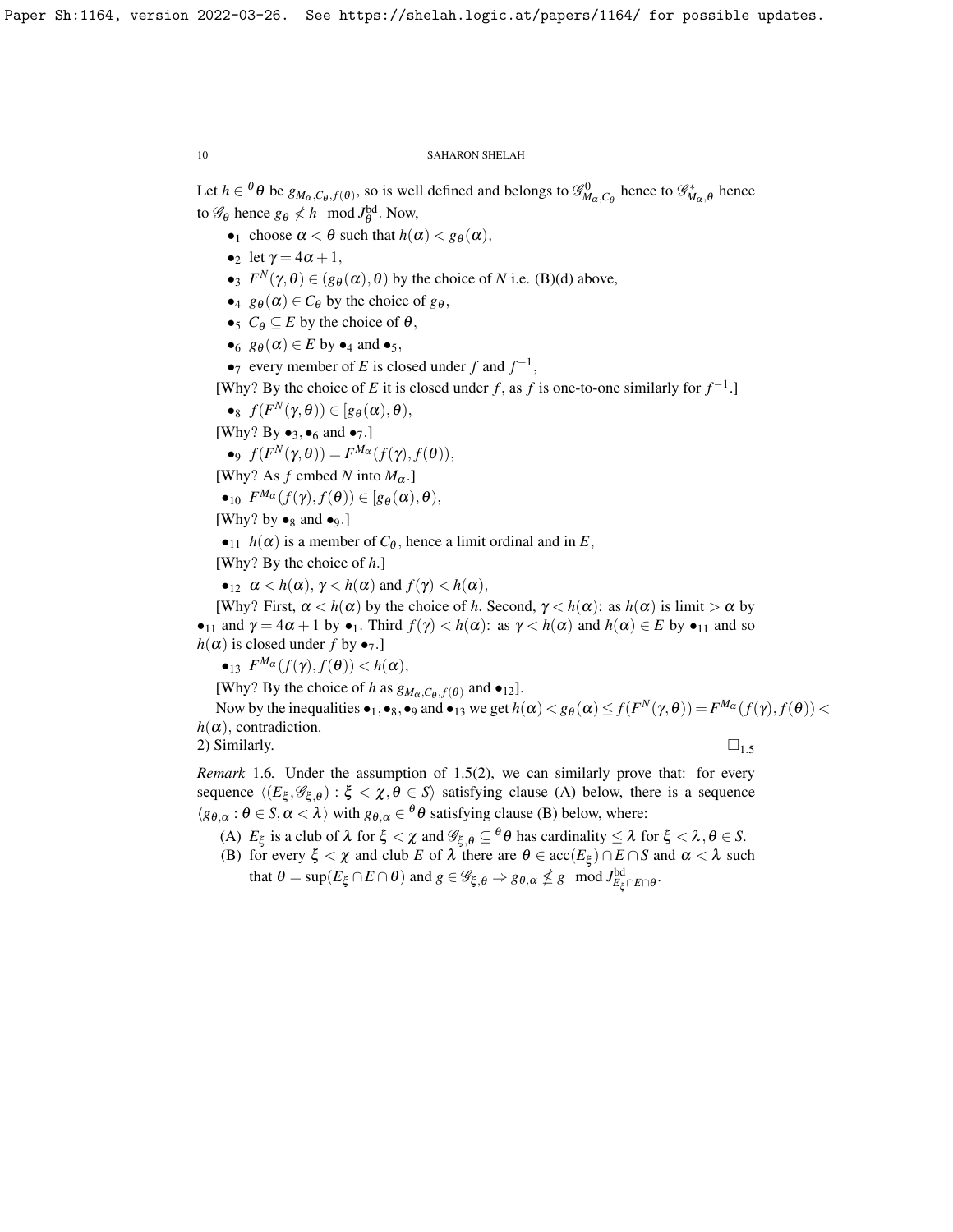Let $h \in {}^\theta\theta$ be $g_{M_\alpha,C_\theta,f(\theta)}$, so is well defined and belongs to $\mathscr{G}^0_{M_\alpha,C_\theta}$ hence to $\mathscr{G}^*_{M_\alpha,\theta}$ hence to $\mathscr{G}_\theta$ hence $g_\theta \not< h \mod J^{\rm bd}_\theta$. Now,

- $\bullet_1$ choose $\alpha < \theta$ such that $h(\alpha) < g_\theta(\alpha)$,
- $\bullet_2$ let $\gamma = 4\alpha + 1$,
- $\bullet_3$ $F^N(\gamma, \theta) \in (g_\theta(\alpha), \theta)$ by the choice of $N$ i.e. (B)(d) above,
- $\bullet_4$ $g_\theta(\alpha) \in C_\theta$ by the choice of $g_\theta$,
- $\bullet_5$ $C_\theta \subseteq E$ by the choice of $\theta$,
- $\bullet_6$ $g_\theta(\alpha) \in E$ by $\bullet_4$ and $\bullet_5$,
- $\bullet_7$ every member of $E$ is closed under $f$ and $f^{-1}$,

[Why? By the choice of $E$ it is closed under $f$, as $f$ is one-to-one similarly for $f^{-1}$.]

- $\bullet_8$ $f(F^N(\gamma,\theta)) \in [g_\theta(\alpha), \theta)$,

[Why? By $\bullet_3, \bullet_6$ and $\bullet_7$.]

- $\bullet_9$ $f(F^N(\gamma,\theta)) = F^{M_\alpha}(f(\gamma), f(\theta))$,

[Why? As $f$ embed $N$ into $M_\alpha$.]

- $\bullet_{10}$ $F^{M_\alpha}(f(\gamma), f(\theta)) \in [g_\theta(\alpha), \theta)$,

[Why? by $\bullet_8$ and $\bullet_9$.]

- $\bullet_{11}$ $h(\alpha)$ is a member of $C_\theta$, hence a limit ordinal and in $E$,

[Why? By the choice of $h$.]

- $\bullet_{12}$ $\alpha < h(\alpha)$, $\gamma < h(\alpha)$ and $f(\gamma) < h(\alpha)$,

[Why? First, $\alpha < h(\alpha)$ by the choice of $h$. Second, $\gamma < h(\alpha)$: as $h(\alpha)$ is limit $> \alpha$ by $\bullet_{11}$ and $\gamma = 4\alpha + 1$ by $\bullet_1$. Third $f(\gamma) < h(\alpha)$: as $\gamma < h(\alpha)$ and $h(\alpha) \in E$ by $\bullet_{11}$ and so $h(\alpha)$ is closed under $f$ by $\bullet_7$.]

- $\bullet_{13}$ $F^{M_\alpha}(f(\gamma), f(\theta)) < h(\alpha)$,

[Why? By the choice of $h$ as $g_{M_\alpha,C_\theta,f(\theta)}$ and $\bullet_{12}$].

Now by the inequalities $\bullet_1, \bullet_8, \bullet_9$ and $\bullet_{13}$ we get $h(\alpha) < g_\theta(\alpha) \le f(F^N(\gamma,\theta)) = F^{M_\alpha}(f(\gamma), f(\theta)) < h(\alpha)$, contradiction.

2) Similarly. $\square_{1.5}$

*Remark* 1.6. Under the assumption of 1.5(2), we can similarly prove that: for every sequence $\langle (E_\xi, \mathscr{G}_{\xi,\theta}) : \xi < \chi, \theta \in S\rangle$ satisfying clause (A) below, there is a sequence $\langle g_{\theta,\alpha} : \theta \in S, \alpha < \lambda\rangle$ with $g_{\theta,\alpha} \in {}^\theta\theta$ satisfying clause (B) below, where:

- (A) $E_\xi$ is a club of $\lambda$ for $\xi < \chi$ and $\mathscr{G}_{\xi,\theta} \subseteq {}^\theta\theta$ has cardinality $\le \lambda$ for $\xi < \lambda, \theta \in S$.
- (B) for every $\xi < \chi$ and club $E$ of $\lambda$ there are $\theta \in \mathrm{acc}(E_\xi) \cap E \cap S$ and $\alpha < \lambda$ such that $\theta = \sup(E_\xi \cap E \cap \theta)$ and $g \in \mathscr{G}_{\xi,\theta} \Rightarrow g_{\theta,\alpha} \not\le g \mod J^{\rm bd}_{E_\xi \cap E \cap \theta}$.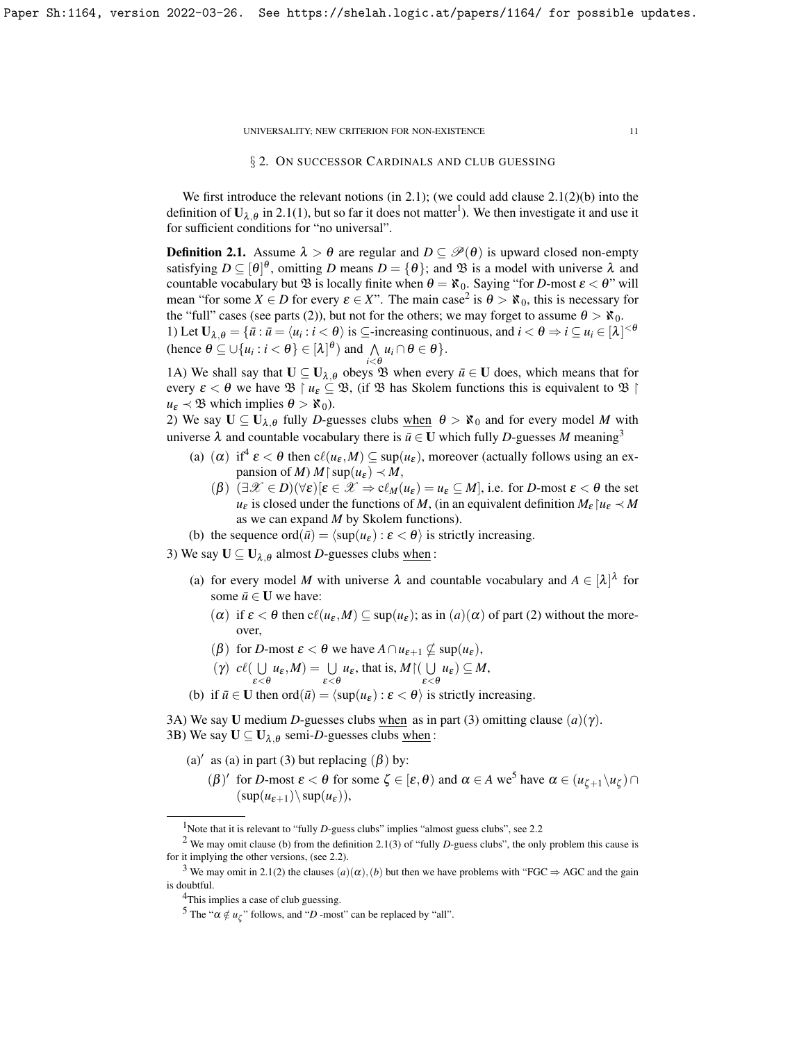## § 2. On successor Cardinals and club guessing

We first introduce the relevant notions (in 2.1); (we could add clause 2.1(2)(b) into the definition of $\mathbf{U}_{\lambda,\theta}$ in 2.1(1), but so far it does not matter[1]). We then investigate it and use it for sufficient conditions for "no universal".

**Definition 2.1.** Assume $\lambda > \theta$ are regular and $D \subseteq \mathscr{P}(\theta)$ is upward closed non-empty satisfying $D \subseteq [\theta]^\theta$, omitting $D$ means $D = \{\theta\}$; and $\mathfrak{B}$ is a model with universe $\lambda$ and countable vocabulary but $\mathfrak{B}$ is locally finite when $\theta = \aleph_0$. Saying "for $D$-most $\varepsilon < \theta$" will mean "for some $X \in D$ for every $\varepsilon \in X$". The main case[2] is $\theta > \aleph_0$, this is necessary for the "full" cases (see parts (2)), but not for the others; we may forget to assume $\theta > \aleph_0$.

1) Let $\mathbf{U}_{\lambda,\theta} = \{\bar{u} : \bar{u} = \langle u_i : i < \theta\rangle$ is $\subseteq$-increasing continuous, and $i < \theta \Rightarrow i \subseteq u_i \in [\lambda]^{<\theta}$ (hence $\theta \subseteq \cup\{u_i : i < \theta\} \in [\lambda]^\theta$) and $\bigwedge_{i<\theta} u_i \cap \theta \in \theta\}$.

1A) We shall say that $\mathbf{U} \subseteq \mathbf{U}_{\lambda,\theta}$ obeys $\mathfrak{B}$ when every $\bar{u} \in \mathbf{U}$ does, which means that for every $\varepsilon < \theta$ we have $\mathfrak{B} \restriction u_\varepsilon \subseteq \mathfrak{B}$, (if $\mathfrak{B}$ has Skolem functions this is equivalent to $\mathfrak{B} \restriction u_\varepsilon \prec \mathfrak{B}$ which implies $\theta > \aleph_0$).

2) We say $\mathbf{U} \subseteq \mathbf{U}_{\lambda,\theta}$ fully $D$-guesses clubs <u>when</u> $\theta > \aleph_0$ and for every model $M$ with universe $\lambda$ and countable vocabulary there is $\bar{u} \in \mathbf{U}$ which fully $D$-guesses $M$ meaning[3]

- (a) $(\alpha)$ if[4] $\varepsilon < \theta$ then $c\ell(u_\varepsilon, M) \subseteq \sup(u_\varepsilon)$, moreover (actually follows using an expansion of $M$) $M \restriction \sup(u_\varepsilon) \prec M$,
  - $(\beta)$ $(\exists \mathscr{X} \in D)(\forall \varepsilon)[\varepsilon \in \mathscr{X} \Rightarrow c\ell_M(u_\varepsilon) = u_\varepsilon \subseteq M]$, i.e. for $D$-most $\varepsilon < \theta$ the set $u_\varepsilon$ is closed under the functions of $M$, (in an equivalent definition $M_\varepsilon \restriction u_\varepsilon \prec M$ as we can expand $M$ by Skolem functions).
- (b) the sequence $\mathrm{ord}(\bar{u}) = \langle \sup(u_\varepsilon) : \varepsilon < \theta\rangle$ is strictly increasing.

3) We say $\mathbf{U} \subseteq \mathbf{U}_{\lambda,\theta}$ almost $D$-guesses clubs <u>when</u>:

- (a) for every model $M$ with universe $\lambda$ and countable vocabulary and $A \in [\lambda]^\lambda$ for some $\bar{u} \in \mathbf{U}$ we have:
  - $(\alpha)$ if $\varepsilon < \theta$ then $c\ell(u_\varepsilon, M) \subseteq \sup(u_\varepsilon)$; as in $(a)(\alpha)$ of part (2) without the moreover,
  - $(\beta)$ for $D$-most $\varepsilon < \theta$ we have $A \cap u_{\varepsilon+1} \nsubseteq \sup(u_\varepsilon)$,
  - $(\gamma)$ $c\ell(\bigcup_{\varepsilon<\theta} u_\varepsilon, M) = \bigcup_{\varepsilon<\theta} u_\varepsilon$, that is, $M \restriction (\bigcup_{\varepsilon<\theta} u_\varepsilon) \subseteq M$,
- (b) if $\bar{u} \in \mathbf{U}$ then $\mathrm{ord}(\bar{u}) = \langle \sup(u_\varepsilon) : \varepsilon < \theta\rangle$ is strictly increasing.

3A) We say $\mathbf{U}$ medium $D$-guesses clubs <u>when</u> as in part (3) omitting clause $(a)(\gamma)$.

3B) We say $\mathbf{U} \subseteq \mathbf{U}_{\lambda,\theta}$ semi-$D$-guesses clubs <u>when</u>:

- $(a)'$ as (a) in part (3) but replacing $(\beta)$ by:
  - $(\beta)'$ for $D$-most $\varepsilon < \theta$ for some $\zeta \in [\varepsilon, \theta)$ and $\alpha \in A$ we[5] have $\alpha \in (u_{\zeta+1} \setminus u_\zeta) \cap (\sup(u_{\varepsilon+1}) \setminus \sup(u_\varepsilon))$,

---

[1] Note that it is relevant to "fully $D$-guess clubs" implies "almost guess clubs", see 2.2

[2] We may omit clause (b) from the definition 2.1(3) of "fully $D$-guess clubs", the only problem this cause is for it implying the other versions, (see 2.2).

[3] We may omit in 2.1(2) the clauses $(a)(\alpha), (b)$ but then we have problems with "FGC $\Rightarrow$ AGC and the gain is doubtful.

[4] This implies a case of club guessing.

[5] The "$\alpha \notin u_\zeta$" follows, and "$D$ -most" can be replaced by "all".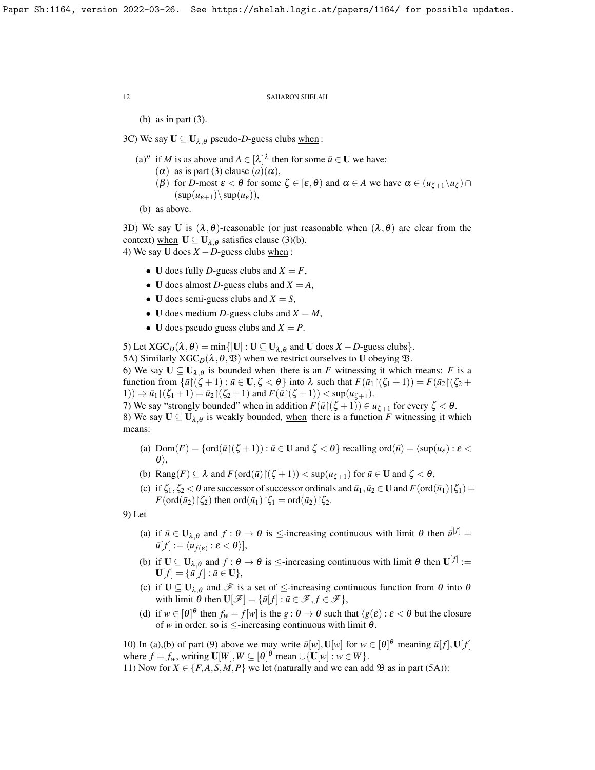(b) as in part (3).

3C) We say $\mathbf{U} \subseteq \mathbf{U}_{\lambda,\theta}$ pseudo-$D$-guess clubs <u>when</u>:

(a)$''$ if $M$ is as above and $A \in [\lambda]^\lambda$ then for some $\bar{u} \in \mathbf{U}$ we have:
  ($\alpha$) as is part (3) clause $(a)(\alpha)$,
  ($\beta$) for $D$-most $\varepsilon < \theta$ for some $\zeta \in [\varepsilon, \theta)$ and $\alpha \in A$ we have $\alpha \in (u_{\zeta+1} \backslash u_\zeta) \cap (\sup(u_{\varepsilon+1}) \backslash \sup(u_\varepsilon))$,

(b) as above.

3D) We say $\mathbf{U}$ is $(\lambda,\theta)$-reasonable (or just reasonable when $(\lambda,\theta)$ are clear from the context) <u>when</u> $\mathbf{U} \subseteq \mathbf{U}_{\lambda,\theta}$ satisfies clause (3)(b).

4) We say $\mathbf{U}$ does $X - D$-guess clubs <u>when</u>:

- $\mathbf{U}$ does fully $D$-guess clubs and $X = F$,
- $\mathbf{U}$ does almost $D$-guess clubs and $X = A$,
- $\mathbf{U}$ does semi-guess clubs and $X = S$,
- $\mathbf{U}$ does medium $D$-guess clubs and $X = M$,
- $\mathbf{U}$ does pseudo guess clubs and $X = P$.

5) Let $\mathrm{XGC}_D(\lambda,\theta) = \min\{|\mathbf{U}| : \mathbf{U} \subseteq \mathbf{U}_{\lambda,\theta}$ and $\mathbf{U}$ does $X - D$-guess clubs$\}$.

5A) Similarly $\mathrm{XGC}_D(\lambda,\theta,\mathfrak{B})$ when we restrict ourselves to $\mathbf{U}$ obeying $\mathfrak{B}$.

6) We say $\mathbf{U} \subseteq \mathbf{U}_{\lambda,\theta}$ is bounded <u>when</u> there is an $F$ witnessing it which means: $F$ is a function from $\{\bar{u}{\restriction}(\zeta+1) : \bar{u} \in \mathbf{U}, \zeta < \theta\}$ into $\lambda$ such that $F(\bar{u}_1{\restriction}(\zeta_1+1)) = F(\bar{u}_2{\restriction}(\zeta_2+1)) \Rightarrow \bar{u}_1{\restriction}(\zeta_1+1) = \bar{u}_2{\restriction}(\zeta_2+1)$ and $F(\bar{u}{\restriction}(\zeta+1)) < \sup(u_{\zeta+1})$.

7) We say "strongly bounded" when in addition $F(\bar{u}{\restriction}(\zeta+1)) \in u_{\zeta+1}$ for every $\zeta < \theta$.

8) We say $\mathbf{U} \subseteq \mathbf{U}_{\lambda,\theta}$ is weakly bounded, <u>when</u> there is a function $F$ witnessing it which means:

(a) $\mathrm{Dom}(F) = \{\mathrm{ord}(\bar{u}{\restriction}(\zeta+1)) : \bar{u} \in \mathbf{U}$ and $\zeta < \theta\}$ recalling $\mathrm{ord}(\bar{u}) = \langle \sup(u_\varepsilon) : \varepsilon < \theta \rangle$,

(b) $\mathrm{Rang}(F) \subseteq \lambda$ and $F(\mathrm{ord}(\bar{u}){\restriction}(\zeta+1)) < \sup(u_{\zeta+1})$ for $\bar{u} \in \mathbf{U}$ and $\zeta < \theta$,

(c) if $\zeta_1, \zeta_2 < \theta$ are successor of successor ordinals and $\bar{u}_1, \bar{u}_2 \in \mathbf{U}$ and $F(\mathrm{ord}(\bar{u}_1){\restriction}\zeta_1) = F(\mathrm{ord}(\bar{u}_2){\restriction}\zeta_2)$ then $\mathrm{ord}(\bar{u}_1){\restriction}\zeta_1 = \mathrm{ord}(\bar{u}_2){\restriction}\zeta_2$.

9) Let

(a) if $\bar{u} \in \mathbf{U}_{\lambda,\theta}$ and $f : \theta \to \theta$ is $\leq$-increasing continuous with limit $\theta$ then $\bar{u}^{[f]} = \bar{u}[f] := \langle u_{f(\varepsilon)} : \varepsilon < \theta \rangle]$,

(b) if $\mathbf{U} \subseteq \mathbf{U}_{\lambda,\theta}$ and $f : \theta \to \theta$ is $\leq$-increasing continuous with limit $\theta$ then $\mathbf{U}^{[f]} := \mathbf{U}[f] = \{\bar{u}[f] : \bar{u} \in \mathbf{U}\}$,

(c) if $\mathbf{U} \subseteq \mathbf{U}_{\lambda,\theta}$ and $\mathscr{F}$ is a set of $\leq$-increasing continuous function from $\theta$ into $\theta$ with limit $\theta$ then $\mathbf{U}[\mathscr{F}] = \{\bar{u}[f] : \bar{u} \in \mathscr{F}, f \in \mathscr{F}\}$,

(d) if $w \in [\theta]^\theta$ then $f_w = f[w]$ is the $g : \theta \to \theta$ such that $\langle g(\varepsilon) : \varepsilon < \theta$ but the closure of $w$ in order. so is $\leq$-increasing continuous with limit $\theta$.

10) In (a),(b) of part (9) above we may write $\bar{u}[w], \mathbf{U}[w]$ for $w \in [\theta]^\theta$ meaning $\bar{u}[f], \mathbf{U}[f]$ where $f = f_w$, writing $\mathbf{U}[W], W \subseteq [\theta]^\theta$ mean $\cup\{\mathbf{U}[w] : w \in W\}$.

11) Now for $X \in \{F,A,S,M,P\}$ we let (naturally and we can add $\mathfrak{B}$ as in part (5A)):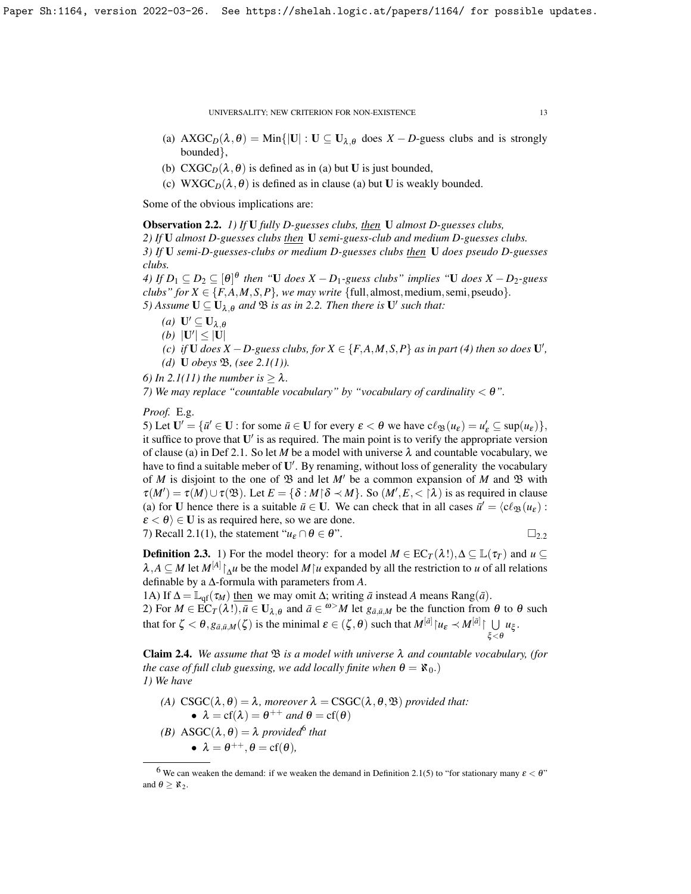(a) $\mathrm{AXGC}_D(\lambda,\theta) = \mathrm{Min}\{|\mathbf{U}| : \mathbf{U} \subseteq \mathbf{U}_{\lambda,\theta}$ does $X - D$-guess clubs and is strongly bounded$\}$,

(b) $\mathrm{CXGC}_D(\lambda,\theta)$ is defined as in (a) but $\mathbf{U}$ is just bounded,

(c) $\mathrm{WXGC}_D(\lambda,\theta)$ is defined as in clause (a) but $\mathbf{U}$ is weakly bounded.

Some of the obvious implications are:

**Observation 2.2.** *1) If $\mathbf{U}$ fully $D$-guesses clubs, then $\mathbf{U}$ almost $D$-guesses clubs,*
*2) If $\mathbf{U}$ almost $D$-guesses clubs then $\mathbf{U}$ semi-guess-club and medium $D$-guesses clubs.*
*3) If $\mathbf{U}$ semi-$D$-guesses-clubs or medium $D$-guesses clubs then $\mathbf{U}$ does pseudo $D$-guesses clubs.*
*4) If $D_1 \subseteq D_2 \subseteq [\theta]^\theta$ then "$\mathbf{U}$ does $X - D_1$-guess clubs" implies "$\mathbf{U}$ does $X - D_2$-guess clubs" for $X \in \{F,A,M,S,P\}$, we may write $\{\mathrm{full},\mathrm{almost},\mathrm{medium},\mathrm{semi},\mathrm{pseudo}\}$.*
*5) Assume $\mathbf{U} \subseteq \mathbf{U}_{\lambda,\theta}$ and $\mathfrak{B}$ is as in 2.2. Then there is $\mathbf{U}'$ such that:*

*(a) $\mathbf{U}' \subseteq \mathbf{U}_{\lambda,\theta}$*

*(b) $|\mathbf{U}'| \leq |\mathbf{U}|$*

*(c) if $\mathbf{U}$ does $X - D$-guess clubs, for $X \in \{F,A,M,S,P\}$ as in part (4) then so does $\mathbf{U}'$,*

*(d) $\mathbf{U}$ obeys $\mathfrak{B}$, (see 2.1(1)).*

*6) In 2.1(11) the number is $\geq \lambda$.*
*7) We may replace "countable vocabulary" by "vocabulary of cardinality $< \theta$".*

*Proof.* E.g.
5) Let $\mathbf{U}' = \{\bar{u}' \in \mathbf{U} :$ for some $\bar{u} \in \mathbf{U}$ for every $\varepsilon < \theta$ we have $c\ell_{\mathfrak{B}}(u_\varepsilon) = u'_\varepsilon \subseteq \sup(u_\varepsilon)\}$, it suffice to prove that $\mathbf{U}'$ is as required. The main point is to verify the appropriate version of clause (a) in Def 2.1. So let $M$ be a model with universe $\lambda$ and countable vocabulary, we have to find a suitable meber of $\mathbf{U}'$. By renaming, without loss of generality the vocabulary of $M$ is disjoint to the one of $\mathfrak{B}$ and let $M'$ be a common expansion of $M$ and $\mathfrak{B}$ with $\tau(M') = \tau(M) \cup \tau(\mathfrak{B})$. Let $E = \{\delta : M{\restriction}\delta \prec M\}$. So $(M', E, <{\restriction}\lambda)$ is as required in clause (a) for $\mathbf{U}$ hence there is a suitable $\bar{u} \in \mathbf{U}$. We can check that in all cases $\bar{u}' = \langle c\ell_{\mathfrak{B}}(u_\varepsilon) : \varepsilon < \theta\rangle \in \mathbf{U}$ is as required here, so we are done.
7) Recall 2.1(1), the statement "$u_\varepsilon \cap \theta \in \theta$". $\square_{2.2}$

**Definition 2.3.** 1) For the model theory: for a model $M \in \mathrm{EC}_T(\lambda!), \Delta \subseteq \mathbb{L}(\tau_T)$ and $u \subseteq \lambda, A \subseteq M$ let $M^{[A]}{\restriction}_\Delta u$ be the model $M{\restriction}u$ expanded by all the restriction to $u$ of all relations definable by a $\Delta$-formula with parameters from $A$.
1A) If $\Delta = \mathbb{L}_{\mathrm{qf}}(\tau_M)$ then we may omit $\Delta$; writing $\bar{a}$ instead $A$ means $\mathrm{Rang}(\bar{a})$.
2) For $M \in \mathrm{EC}_T(\lambda!), \bar{u} \in \mathbf{U}_{\lambda,\theta}$ and $\bar{a} \in {}^{\omega>}M$ let $g_{\bar{a},\bar{u},M}$ be the function from $\theta$ to $\theta$ such that for $\zeta < \theta, g_{\bar{a},\bar{u},M}(\zeta)$ is the minimal $\varepsilon \in (\zeta,\theta)$ such that $M^{[\bar{a}]}{\restriction}u_\varepsilon \prec M^{[\bar{a}]}{\restriction}\bigcup\limits_{\xi<\theta} u_\xi$.

**Claim 2.4.** *We assume that $\mathfrak{B}$ is a model with universe $\lambda$ and countable vocabulary, (for the case of full club guessing, we add locally finite when $\theta = \aleph_0$.)*
*1) We have*

*(A) $\mathrm{CSGC}(\lambda,\theta) = \lambda$, moreover $\lambda = \mathrm{CSGC}(\lambda,\theta,\mathfrak{B})$ provided that:*
- *$\lambda = \mathrm{cf}(\lambda) = \theta^{++}$ and $\theta = \mathrm{cf}(\theta)$*

*(B) $\mathrm{ASGC}(\lambda,\theta) = \lambda$ provided[6] that*
- *$\lambda = \theta^{++}, \theta = \mathrm{cf}(\theta)$,*

[6] We can weaken the demand: if we weaken the demand in Definition 2.1(5) to "for stationary many $\varepsilon < \theta$" and $\theta \geq \aleph_2$.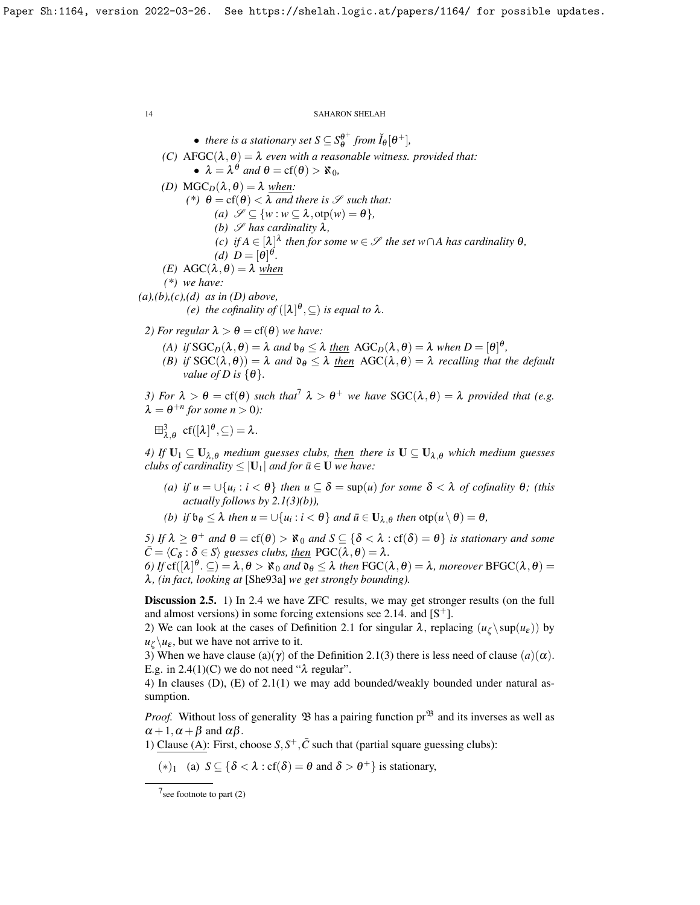- *there is a stationary set $S \subseteq S^{\theta^+}_\theta$ from $\check{I}_\theta[\theta^+]$,*

*(C)* $\mathrm{AFGC}(\lambda,\theta) = \lambda$ *even with a reasonable witness. provided that:*

- $\lambda = \lambda^\theta$ *and* $\theta = \mathrm{cf}(\theta) > \aleph_0$,

*(D)* $\mathrm{MGC}_D(\lambda,\theta) = \lambda$ *when:*

*(\*)* $\theta = \mathrm{cf}(\theta) < \lambda$ *and there is* $\mathscr{S}$ *such that:*

*(a)* $\mathscr{S} \subseteq \{w : w \subseteq \lambda, \mathrm{otp}(w) = \theta\}$,

*(b)* $\mathscr{S}$ *has cardinality* $\lambda$,

*(c) if* $A \in [\lambda]^\lambda$ *then for some* $w \in \mathscr{S}$ *the set* $w \cap A$ *has cardinality* $\theta$,

*(d)* $D = [\theta]^\theta$.

*(E)* $\mathrm{AGC}(\lambda,\theta) = \lambda$ *when*

*(\*) we have:*

*(a),(b),(c),(d) as in (D) above,*

*(e) the cofinality of* $([\lambda]^\theta, \subseteq)$ *is equal to* $\lambda$.

*2) For regular* $\lambda > \theta = \mathrm{cf}(\theta)$ *we have:*

*(A) if* $\mathrm{SGC}_D(\lambda,\theta) = \lambda$ *and* $\mathfrak{b}_\theta \leq \lambda$ *then* $\mathrm{AGC}_D(\lambda,\theta) = \lambda$ *when* $D = [\theta]^\theta$,

*(B) if* $\mathrm{SGC}(\lambda,\theta)) = \lambda$ *and* $\mathfrak{d}_\theta \leq \lambda$ *then* $\mathrm{AGC}(\lambda,\theta) = \lambda$ *recalling that the default value of D is* $\{\theta\}$.

*3) For* $\lambda > \theta = \mathrm{cf}(\theta)$ *such that*[7] $\lambda > \theta^+$ *we have* $\mathrm{SGC}(\lambda,\theta) = \lambda$ *provided that (e.g.* $\lambda = \theta^{+n}$ *for some* $n > 0$*):*

$\boxplus^3_{\lambda,\theta}$ $\mathrm{cf}([\lambda]^\theta, \subseteq) = \lambda$.

*4) If* $\mathbf{U}_1 \subseteq \mathbf{U}_{\lambda,\theta}$ *medium guesses clubs, then there is* $\mathbf{U} \subseteq \mathbf{U}_{\lambda,\theta}$ *which medium guesses clubs of cardinality* $\leq |\mathbf{U}_1|$ *and for* $\bar{u} \in \mathbf{U}$ *we have:*

*(a) if* $u = \cup\{u_i : i < \theta\}$ *then* $u \subseteq \delta = \sup(u)$ *for some* $\delta < \lambda$ *of cofinality* $\theta$*; (this actually follows by 2.1(3)(b)),*

*(b) if* $\mathfrak{b}_\theta \leq \lambda$ *then* $u = \cup\{u_i : i < \theta\}$ *and* $\bar{u} \in \mathbf{U}_{\lambda,\theta}$ *then* $\mathrm{otp}(u \setminus \theta) = \theta$,

*5) If* $\lambda \geq \theta^+$ *and* $\theta = \mathrm{cf}(\theta) > \aleph_0$ *and* $S \subseteq \{\delta < \lambda : \mathrm{cf}(\delta) = \theta\}$ *is stationary and some* $\bar{C} = \langle C_\delta : \delta \in S\rangle$ *guesses clubs, then* $\mathrm{PGC}(\lambda,\theta) = \lambda$.

*6) If* $\mathrm{cf}([\lambda]^\theta. \subseteq) = \lambda, \theta > \aleph_0$ *and* $\mathfrak{d}_\theta \leq \lambda$ *then* $\mathrm{FGC}(\lambda,\theta) = \lambda$*, moreover* $\mathrm{BFGC}(\lambda,\theta) = \lambda$*, (in fact, looking at* [She93a] *we get strongly bounding).*

**Discussion 2.5.** 1) In 2.4 we have ZFC results, we may get stronger results (on the full and almost versions) in some forcing extensions see 2.14. and [S$^+$].
2) We can look at the cases of Definition 2.1 for singular $\lambda$, replacing $(u_\zeta \setminus \sup(u_\varepsilon))$ by $u_\zeta \setminus u_\varepsilon$, but we have not arrive to it.
3) When we have clause (a)($\gamma$) of the Definition 2.1(3) there is less need of clause $(a)(\alpha)$. E.g. in 2.4(1)(C) we do not need "$\lambda$ regular".
4) In clauses (D), (E) of 2.1(1) we may add bounded/weakly bounded under natural assumption.

*Proof.* Without loss of generality $\mathfrak{B}$ has a pairing function $\mathrm{pr}^{\mathfrak{B}}$ and its inverses as well as $\alpha + 1, \alpha + \beta$ and $\alpha\beta$.
1) Clause (A): First, choose $S, S^+, \bar{C}$ such that (partial square guessing clubs):

$(*)_1$ (a) $S \subseteq \{\delta < \lambda : \mathrm{cf}(\delta) = \theta \text{ and } \delta > \theta^+\}$ is stationary,

[7] see footnote to part (2)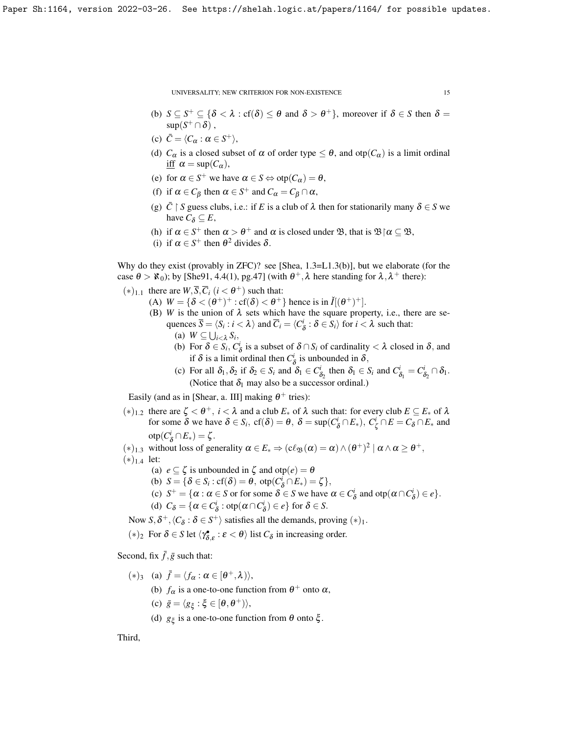(b) $S \subseteq S^+ \subseteq \{\delta < \lambda : \mathrm{cf}(\delta) \leq \theta$ and $\delta > \theta^+\}$, moreover if $\delta \in S$ then $\delta = \sup(S^+ \cap \delta)$ ,

(c) $\bar{C} = \langle C_\alpha : \alpha \in S^+ \rangle$,

(d) $C_\alpha$ is a closed subset of $\alpha$ of order type $\leq \theta$, and $\mathrm{otp}(C_\alpha)$ is a limit ordinal iff $\alpha = \sup(C_\alpha)$,

(e) for $\alpha \in S^+$ we have $\alpha \in S \Leftrightarrow \mathrm{otp}(C_\alpha) = \theta$,

(f) if $\alpha \in C_\beta$ then $\alpha \in S^+$ and $C_\alpha = C_\beta \cap \alpha$,

(g) $\bar{C} \restriction S$ guess clubs, i.e.: if $E$ is a club of $\lambda$ then for stationarily many $\delta \in S$ we have $C_\delta \subseteq E$,

(h) if $\alpha \in S^+$ then $\alpha > \theta^+$ and $\alpha$ is closed under $\mathfrak{B}$, that is $\mathfrak{B} \restriction \alpha \subseteq \mathfrak{B}$,

(i) if $\alpha \in S^+$ then $\theta^2$ divides $\delta$.

Why do they exist (provably in ZFC)? see [Shea, 1.3=L1.3(b)], but we elaborate (for the case $\theta > \aleph_0$); by [She91, 4.4(1), pg.47] (with $\theta^+, \lambda$ here standing for $\lambda, \lambda^+$ there):

$(*)_{1.1}$ there are $W, \overline{S}, \overline{C}_i$ $(i < \theta^+)$ such that:
 (A) $W = \{\delta < (\theta^+)^+ : \mathrm{cf}(\delta) < \theta^+\}$ hence is in $\check{I}[(\theta^+)^+]$.
 (B) $W$ is the union of $\lambda$ sets which have the square property, i.e., there are sequences $\overline{S} = \langle S_i : i < \lambda \rangle$ and $\overline{C}_i = \langle C^i_\delta : \delta \in S_i \rangle$ for $i < \lambda$ such that:
  (a) $W \subseteq \bigcup_{i<\lambda} S_i$,
  (b) For $\delta \in S_i$, $C^i_\delta$ is a subset of $\delta \cap S_i$ of cardinality $< \lambda$ closed in $\delta$, and if $\delta$ is a limit ordinal then $C^i_\delta$ is unbounded in $\delta$,
  (c) For all $\delta_1, \delta_2$ if $\delta_2 \in S_i$ and $\delta_1 \in C^i_{\delta_2}$ then $\delta_1 \in S_i$ and $C^i_{\delta_1} = C^i_{\delta_2} \cap \delta_1$. (Notice that $\delta_1$ may also be a successor ordinal.)

Easily (and as in [Shear, a. III] making $\theta^+$ tries):

$(*)_{1.2}$ there are $\zeta < \theta^+$, $i < \lambda$ and a club $E_*$ of $\lambda$ such that: for every club $E \subseteq E_*$ of $\lambda$ for some $\delta$ we have $\delta \in S_i$, $\mathrm{cf}(\delta) = \theta$, $\delta = \sup(C^i_\delta \cap E_*)$, $C^i_\zeta \cap E = C_\delta \cap E_*$ and $\mathrm{otp}(C^i_\delta \cap E_*) = \zeta$.

$(*)_{1.3}$ without loss of generality $\alpha \in E_* \Rightarrow (c\ell_{\mathfrak{B}}(\alpha) = \alpha) \wedge (\theta^+)^2 \mid \alpha \wedge \alpha \geq \theta^+$,

$(*)_{1.4}$ let:
 (a) $e \subseteq \zeta$ is unbounded in $\zeta$ and $\mathrm{otp}(e) = \theta$
 (b) $S = \{\delta \in S_i : \mathrm{cf}(\delta) = \theta,\ \mathrm{otp}(C^i_\delta \cap E_*) = \zeta\}$,
 (c) $S^+ = \{\alpha : \alpha \in S$ or for some $\delta \in S$ we have $\alpha \in C^i_\delta$ and $\mathrm{otp}(\alpha \cap C^i_\delta) \in e\}$.
 (d) $C_\delta = \{\alpha \in C^i_\delta : \mathrm{otp}(\alpha \cap C^i_\delta) \in e\}$ for $\delta \in S$.

Now $S, \delta^+, \langle C_\delta : \delta \in S^+ \rangle$ satisfies all the demands, proving $(*)_1$.

$(*)_2$ For $\delta \in S$ let $\langle \gamma^\bullet_{\delta,\varepsilon} : \varepsilon < \theta \rangle$ list $C_\delta$ in increasing order.

Second, fix $\bar{f}, \bar{g}$ such that:

$(*)_3$ (a) $\bar{f} = \langle f_\alpha : \alpha \in [\theta^+, \lambda) \rangle$,
 (b) $f_\alpha$ is a one-to-one function from $\theta^+$ onto $\alpha$,
 (c) $\bar{g} = \langle g_\xi : \xi \in [\theta, \theta^+) \rangle$,
 (d) $g_\xi$ is a one-to-one function from $\theta$ onto $\xi$.

Third,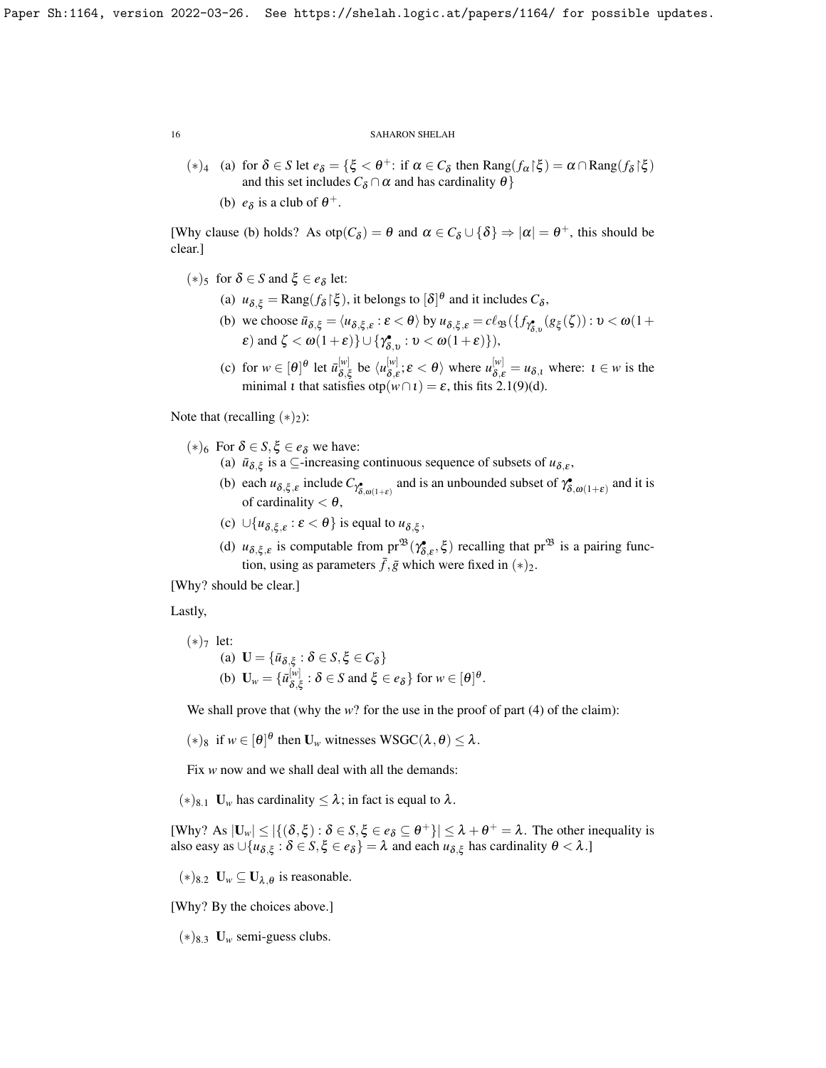$(*)_4$ (a) for $\delta \in S$ let $e_\delta = \{\xi < \theta^+$: if $\alpha \in C_\delta$ then $\text{Rang}(f_\alpha \restriction \xi) = \alpha \cap \text{Rang}(f_\delta \restriction \xi)$ and this set includes $C_\delta \cap \alpha$ and has cardinality $\theta\}$

(b) $e_\delta$ is a club of $\theta^+$.

[Why clause (b) holds? As $\text{otp}(C_\delta) = \theta$ and $\alpha \in C_\delta \cup \{\delta\} \Rightarrow |\alpha| = \theta^+$, this should be clear.]

$(*)_5$ for $\delta \in S$ and $\xi \in e_\delta$ let:

(a) $u_{\delta,\xi} = \text{Rang}(f_\delta \restriction \xi)$, it belongs to $[\delta]^\theta$ and it includes $C_\delta$,

(b) we choose $\bar{u}_{\delta,\xi} = \langle u_{\delta,\xi,\varepsilon} : \varepsilon < \theta \rangle$ by $u_{\delta,\xi,\varepsilon} = c\ell_{\mathfrak{B}}(\{f_{\gamma^\bullet_{\delta,\upsilon}}(g_\xi(\zeta)) : \upsilon < \omega(1+\varepsilon)$ and $\zeta < \omega(1+\varepsilon)\} \cup \{\gamma^\bullet_{\delta,\upsilon} : \upsilon < \omega(1+\varepsilon)\})$,

(c) for $w \in [\theta]^\theta$ let $\bar{u}^{[w]}_{\delta,\xi}$ be $\langle u^{[w]}_{\delta,\varepsilon}; \varepsilon < \theta \rangle$ where $u^{[w]}_{\delta,\varepsilon} = u_{\delta,\iota}$ where: $\iota \in w$ is the minimal $\iota$ that satisfies $\text{otp}(w \cap \iota) = \varepsilon$, this fits 2.1(9)(d).

Note that (recalling $(*)_2$):

$(*)_6$ For $\delta \in S, \xi \in e_\delta$ we have:

(a) $\bar{u}_{\delta,\xi}$ is a $\subseteq$-increasing continuous sequence of subsets of $u_{\delta,\varepsilon}$,

(b) each $u_{\delta,\xi,\varepsilon}$ include $C_{\gamma^\bullet_{\delta,\omega(1+\varepsilon)}}$ and is an unbounded subset of $\gamma^\bullet_{\delta,\omega(1+\varepsilon)}$ and it is of cardinality $< \theta$,

(c) $\cup\{u_{\delta,\xi,\varepsilon} : \varepsilon < \theta\}$ is equal to $u_{\delta,\xi}$,

(d) $u_{\delta,\xi,\varepsilon}$ is computable from $\text{pr}^{\mathfrak{B}}(\gamma^\bullet_{\delta,\varepsilon}, \xi)$ recalling that $\text{pr}^{\mathfrak{B}}$ is a pairing function, using as parameters $\bar{f}, \bar{g}$ which were fixed in $(*)_2$.

[Why? should be clear.]

Lastly,

$(*)_7$ let:

(a) $\mathbf{U} = \{\bar{u}_{\delta,\xi} : \delta \in S, \xi \in C_\delta\}$

(b) $\mathbf{U}_w = \{\bar{u}^{[w]}_{\delta,\xi} : \delta \in S$ and $\xi \in e_\delta\}$ for $w \in [\theta]^\theta$.

We shall prove that (why the $w$? for the use in the proof of part (4) of the claim):

$(*)_8$ if $w \in [\theta]^\theta$ then $\mathbf{U}_w$ witnesses $\text{WSGC}(\lambda, \theta) \leq \lambda$.

Fix $w$ now and we shall deal with all the demands:

$(*)_{8.1}$ $\mathbf{U}_w$ has cardinality $\leq \lambda$; in fact is equal to $\lambda$.

[Why? As $|\mathbf{U}_w| \leq |\{(\delta, \xi) : \delta \in S, \xi \in e_\delta \subseteq \theta^+\}| \leq \lambda + \theta^+ = \lambda$. The other inequality is also easy as $\cup\{u_{\delta,\xi} : \delta \in S, \xi \in e_\delta\} = \lambda$ and each $u_{\delta,\xi}$ has cardinality $\theta < \lambda$.]

$(*)_{8.2}$ $\mathbf{U}_w \subseteq \mathbf{U}_{\lambda,\theta}$ is reasonable.

[Why? By the choices above.]

$(*)_{8.3}$ $\mathbf{U}_w$ semi-guess clubs.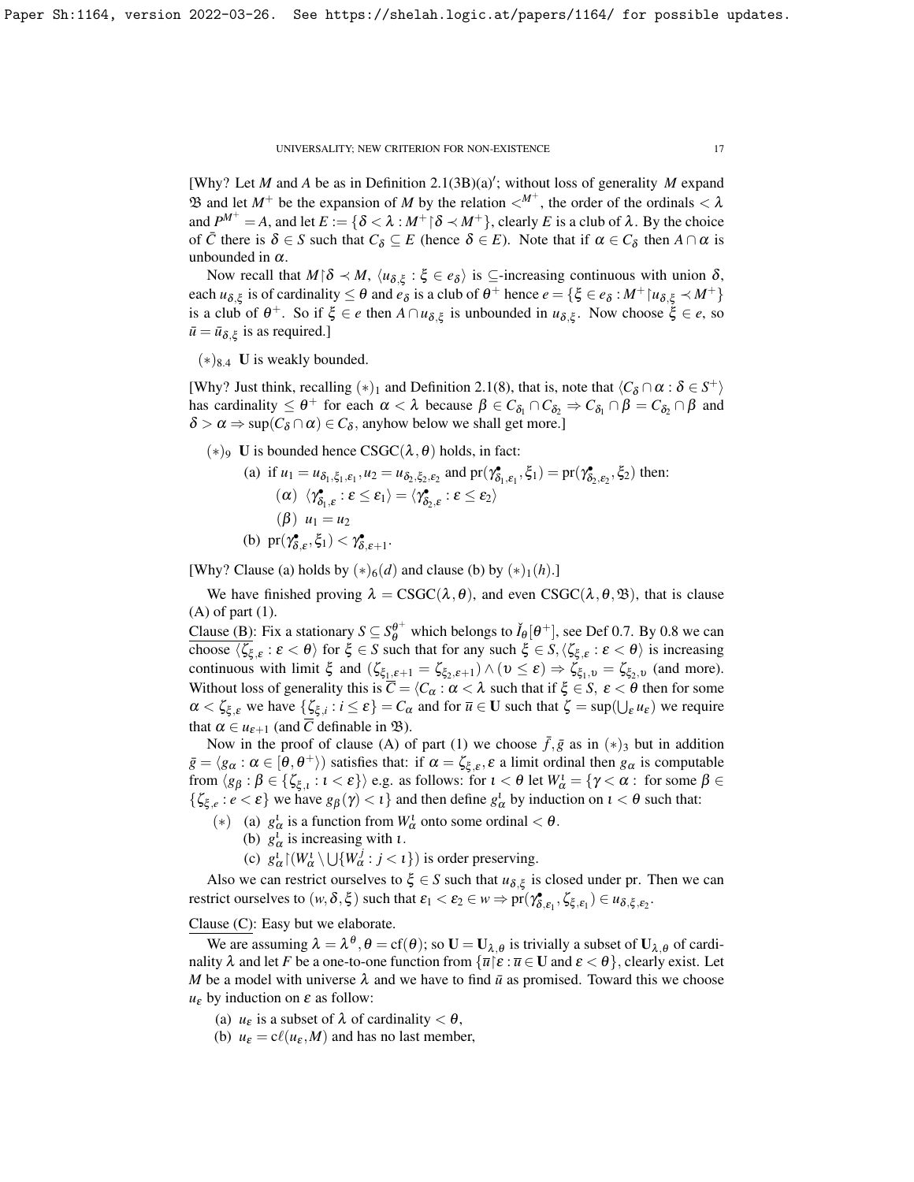[Why? Let $M$ and $A$ be as in Definition 2.1(3B)(a)$'$; without loss of generality $M$ expand $\mathfrak{B}$ and let $M^+$ be the expansion of $M$ by the relation $<^{M^+}$, the order of the ordinals $< \lambda$ and $P^{M^+} = A$, and let $E := \{\delta < \lambda : M^+ {\restriction} \delta \prec M^+\}$, clearly $E$ is a club of $\lambda$. By the choice of $\bar{C}$ there is $\delta \in S$ such that $C_\delta \subseteq E$ (hence $\delta \in E$). Note that if $\alpha \in C_\delta$ then $A \cap \alpha$ is unbounded in $\alpha$.

Now recall that $M {\restriction} \delta \prec M$, $\langle u_{\delta,\xi} : \xi \in e_\delta \rangle$ is $\subseteq$-increasing continuous with union $\delta$, each $u_{\delta,\xi}$ is of cardinality $\leq \theta$ and $e_\delta$ is a club of $\theta^+$ hence $e = \{\xi \in e_\delta : M^+ {\restriction} u_{\delta,\xi} \prec M^+\}$ is a club of $\theta^+$. So if $\xi \in e$ then $A \cap u_{\delta,\xi}$ is unbounded in $u_{\delta,\xi}$. Now choose $\xi \in e$, so $\bar{u} = \bar{u}_{\delta,\xi}$ is as required.]

$(*)_{8.4}$ **U** is weakly bounded.

[Why? Just think, recalling $(*)_1$ and Definition 2.1(8), that is, note that $\langle C_\delta \cap \alpha : \delta \in S^+ \rangle$ has cardinality $\leq \theta^+$ for each $\alpha < \lambda$ because $\beta \in C_{\delta_1} \cap C_{\delta_2} \Rightarrow C_{\delta_1} \cap \beta = C_{\delta_2} \cap \beta$ and $\delta > \alpha \Rightarrow \sup(C_\delta \cap \alpha) \in C_\delta$, anyhow below we shall get more.]

$(*)_9$ **U** is bounded hence $\mathrm{CSGC}(\lambda, \theta)$ holds, in fact:

(a) if $u_1 = u_{\delta_1,\xi_1,\varepsilon_1}, u_2 = u_{\delta_2,\xi_2,\varepsilon_2}$ and $\mathrm{pr}(\gamma^\bullet_{\delta_1,\varepsilon_1}, \xi_1) = \mathrm{pr}(\gamma^\bullet_{\delta_2,\varepsilon_2}, \xi_2)$ then:

$(\alpha)$ $\langle \gamma^\bullet_{\delta_1,\varepsilon} : \varepsilon \leq \varepsilon_1 \rangle = \langle \gamma^\bullet_{\delta_2,\varepsilon} : \varepsilon \leq \varepsilon_2 \rangle$

$(\beta)$ $u_1 = u_2$

(b) $\mathrm{pr}(\gamma^\bullet_{\delta,\varepsilon}, \xi_1) < \gamma^\bullet_{\delta,\varepsilon+1}$.

[Why? Clause (a) holds by $(*)_6(d)$ and clause (b) by $(*)_1(h)$.]

We have finished proving $\lambda = \mathrm{CSGC}(\lambda, \theta)$, and even $\mathrm{CSGC}(\lambda, \theta, \mathfrak{B})$, that is clause (A) of part (1).

<u>Clause (B)</u>: Fix a stationary $S \subseteq S^{\theta^+}_\theta$ which belongs to $\check{I}_\theta[\theta^+]$, see Def 0.7. By 0.8 we can choose $\langle \zeta_{\xi,\varepsilon} : \varepsilon < \theta \rangle$ for $\xi \in S$ such that for any such $\xi \in S, \langle \zeta_{\xi,\varepsilon} : \varepsilon < \theta \rangle$ is increasing continuous with limit $\xi$ and $(\zeta_{\xi_1,\varepsilon+1} = \zeta_{\xi_2,\varepsilon+1}) \wedge (\upsilon \leq \varepsilon) \Rightarrow \zeta_{\xi_1,\upsilon} = \zeta_{\xi_2,\upsilon}$ (and more). Without loss of generality this is $\overline{C} = \langle C_\alpha : \alpha < \lambda$ such that if $\xi \in S$, $\varepsilon < \theta$ then for some $\alpha < \zeta_{\xi,\varepsilon}$ we have $\{\zeta_{\xi,i} : i \leq \varepsilon\} = C_\alpha$ and for $\overline{u} \in \mathbf{U}$ such that $\zeta = \sup(\bigcup_\varepsilon u_\varepsilon)$ we require that $\alpha \in u_{\varepsilon+1}$ (and $\overline{C}$ definable in $\mathfrak{B}$).

Now in the proof of clause (A) of part (1) we choose $\bar{f}, \bar{g}$ as in $(*)_3$ but in addition $\bar{g} = \langle g_\alpha : \alpha \in [\theta, \theta^+) \rangle$ satisfies that: if $\alpha = \zeta_{\xi,\varepsilon}, \varepsilon$ a limit ordinal then $g_\alpha$ is computable from $\langle g_\beta : \beta \in \{\zeta_{\xi,\iota} : \iota < \varepsilon\} \rangle$ e.g. as follows: for $\iota < \theta$ let $W^\iota_\alpha = \{\gamma < \alpha :$ for some $\beta \in \{\zeta_{\xi,e} : e < \varepsilon\}$ we have $g_\beta(\gamma) < \iota\}$ and then define $g^\iota_\alpha$ by induction on $\iota < \theta$ such that:

$(*)$ (a) $g^\iota_\alpha$ is a function from $W^\iota_\alpha$ onto some ordinal $< \theta$.
(b) $g^\iota_\alpha$ is increasing with $\iota$.
(c) $g^\iota_\alpha {\restriction} (W^\iota_\alpha \setminus \bigcup\{W^j_\alpha : j < \iota\})$ is order preserving.

Also we can restrict ourselves to $\xi \in S$ such that $u_{\delta,\xi}$ is closed under pr. Then we can restrict ourselves to $(w, \delta, \xi)$ such that $\varepsilon_1 < \varepsilon_2 \in w \Rightarrow \mathrm{pr}(\gamma^\bullet_{\delta,\varepsilon_1}, \zeta_{\xi,\varepsilon_1}) \in u_{\delta,\xi,\varepsilon_2}$.

<u>Clause (C)</u>: Easy but we elaborate.

We are assuming $\lambda = \lambda^\theta, \theta = \mathrm{cf}(\theta)$; so $\mathbf{U} = \mathbf{U}_{\lambda,\theta}$ is trivially a subset of $\mathbf{U}_{\lambda,\theta}$ of cardinality $\lambda$ and let $F$ be a one-to-one function from $\{\overline{u} {\restriction} \varepsilon : \overline{u} \in \mathbf{U}$ and $\varepsilon < \theta\}$, clearly exist. Let $M$ be a model with universe $\lambda$ and we have to find $\bar{u}$ as promised. Toward this we choose $u_\varepsilon$ by induction on $\varepsilon$ as follow:

(a) $u_\varepsilon$ is a subset of $\lambda$ of cardinality $< \theta$,
(b) $u_\varepsilon = \mathrm{c}\ell(u_\varepsilon, M)$ and has no last member,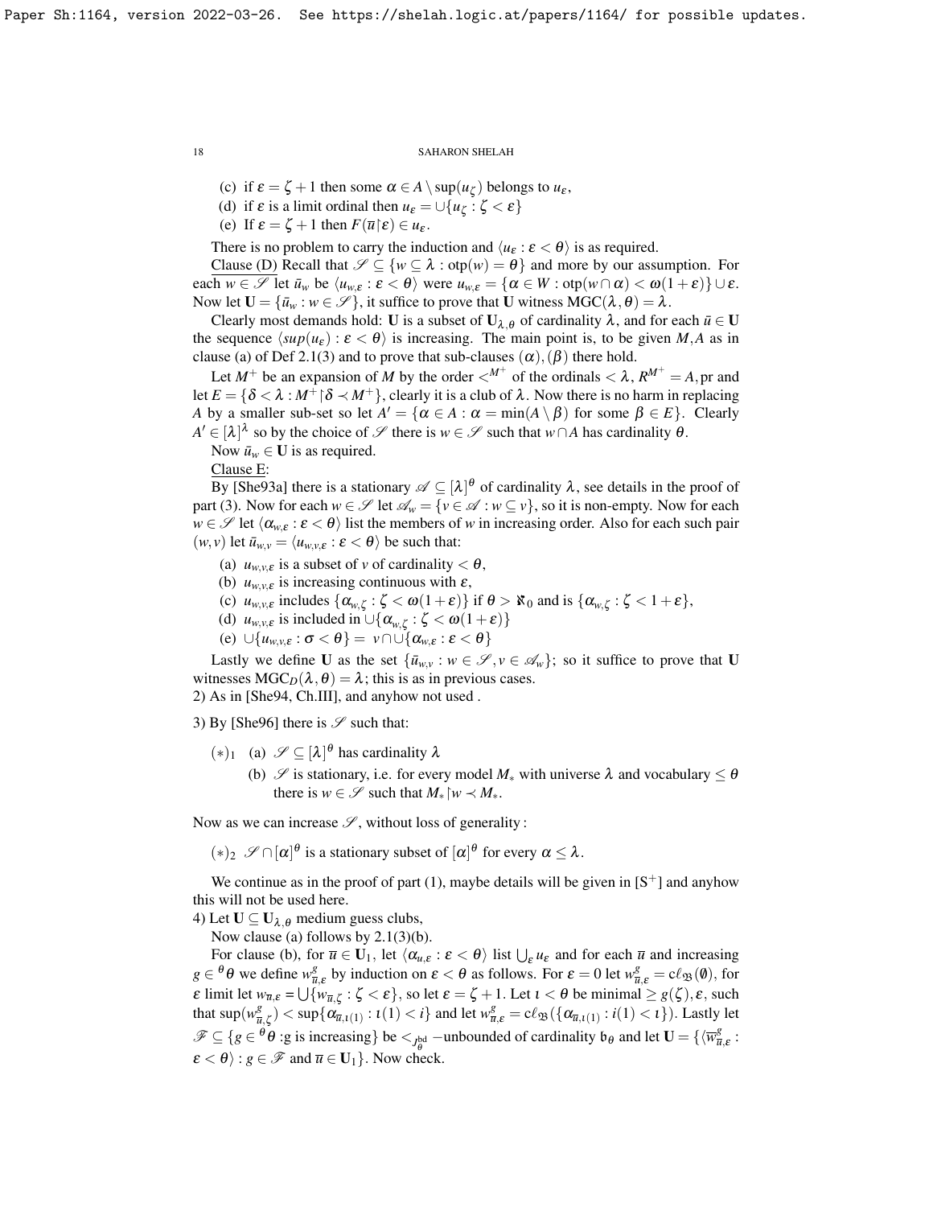(c) if $\varepsilon = \zeta + 1$ then some $\alpha \in A \setminus \sup(u_\zeta)$ belongs to $u_\varepsilon$,

(d) if $\varepsilon$ is a limit ordinal then $u_\varepsilon = \cup\{u_\zeta : \zeta < \varepsilon\}$

(e) If $\varepsilon = \zeta + 1$ then $F(\bar{u}{\restriction}\varepsilon) \in u_\varepsilon$.

There is no problem to carry the induction and $\langle u_\varepsilon : \varepsilon < \theta\rangle$ is as required.

Clause (D) Recall that $\mathscr{S} \subseteq \{w \subseteq \lambda : \text{otp}(w) = \theta\}$ and more by our assumption. For each $w \in \mathscr{S}$ let $\bar{u}_w$ be $\langle u_{w,\varepsilon} : \varepsilon < \theta\rangle$ were $u_{w,\varepsilon} = \{\alpha \in W : \text{otp}(w \cap \alpha) < \omega(1+\varepsilon)\} \cup \varepsilon$. Now let $\mathbf{U} = \{\bar{u}_w : w \in \mathscr{S}\}$, it suffice to prove that $\mathbf{U}$ witness $\text{MGC}(\lambda, \theta) = \lambda$.

Clearly most demands hold: $\mathbf{U}$ is a subset of $\mathbf{U}_{\lambda,\theta}$ of cardinality $\lambda$, and for each $\bar{u} \in \mathbf{U}$ the sequence $\langle sup(u_\varepsilon) : \varepsilon < \theta\rangle$ is increasing. The main point is, to be given $M$,$A$ as in clause (a) of Def 2.1(3) and to prove that sub-clauses $(\alpha), (\beta)$ there hold.

Let $M^+$ be an expansion of $M$ by the order $<^{M^+}$ of the ordinals $< \lambda$, $R^{M^+} = A$, pr and let $E = \{\delta < \lambda : M^+{\restriction}\delta \prec M^+\}$, clearly it is a club of $\lambda$. Now there is no harm in replacing $A$ by a smaller sub-set so let $A' = \{\alpha \in A : \alpha = \min(A \setminus \beta)$ for some $\beta \in E\}$. Clearly $A' \in [\lambda]^\lambda$ so by the choice of $\mathscr{S}$ there is $w \in \mathscr{S}$ such that $w \cap A$ has cardinality $\theta$.

Now $\bar{u}_w \in \mathbf{U}$ is as required.

Clause E:

By [She93a] there is a stationary $\mathscr{A} \subseteq [\lambda]^\theta$ of cardinality $\lambda$, see details in the proof of part (3). Now for each $w \in \mathscr{S}$ let $\mathscr{A}_w = \{v \in \mathscr{A} : w \subseteq v\}$, so it is non-empty. Now for each $w \in \mathscr{S}$ let $\langle \alpha_{w,\varepsilon} : \varepsilon < \theta\rangle$ list the members of $w$ in increasing order. Also for each such pair $(w,v)$ let $\bar{u}_{w,v} = \langle u_{w,v,\varepsilon} : \varepsilon < \theta\rangle$ be such that:

(a) $u_{w,v,\varepsilon}$ is a subset of $v$ of cardinality $< \theta$,

(b) $u_{w,v,\varepsilon}$ is increasing continuous with $\varepsilon$,

(c) $u_{w,v,\varepsilon}$ includes $\{\alpha_{w,\zeta} : \zeta < \omega(1+\varepsilon)\}$ if $\theta > \aleph_0$ and is $\{\alpha_{w,\zeta} : \zeta < 1+\varepsilon\}$,

(d) $u_{w,v,\varepsilon}$ is included in $\cup\{\alpha_{w,\zeta} : \zeta < \omega(1+\varepsilon)\}$

(e) $\cup\{u_{w,v,\varepsilon} : \sigma < \theta\} = v \cap \cup\{\alpha_{w,\varepsilon} : \varepsilon < \theta\}$

Lastly we define $\mathbf{U}$ as the set $\{\bar{u}_{w,v} : w \in \mathscr{S}, v \in \mathscr{A}_w\}$; so it suffice to prove that $\mathbf{U}$ witnesses $\text{MGC}_D(\lambda, \theta) = \lambda$; this is as in previous cases.

2) As in [She94, Ch.III], and anyhow not used .

3) By [She96] there is $\mathscr{S}$ such that:

$(*)_1$ (a) $\mathscr{S} \subseteq [\lambda]^\theta$ has cardinality $\lambda$

(b) $\mathscr{S}$ is stationary, i.e. for every model $M_*$ with universe $\lambda$ and vocabulary $\leq \theta$ there is $w \in \mathscr{S}$ such that $M_*{\restriction}w \prec M_*$.

Now as we can increase $\mathscr{S}$, without loss of generality :

$(*)_2$ $\mathscr{S} \cap [\alpha]^\theta$ is a stationary subset of $[\alpha]^\theta$ for every $\alpha \leq \lambda$.

We continue as in the proof of part (1), maybe details will be given in [S$^+$] and anyhow this will not be used here.

4) Let $\mathbf{U} \subseteq \mathbf{U}_{\lambda,\theta}$ medium guess clubs,

Now clause (a) follows by 2.1(3)(b).

For clause (b), for $\overline{u} \in \mathbf{U}_1$, let $\langle \alpha_{u,\varepsilon} : \varepsilon < \theta\rangle$ list $\bigcup_\varepsilon u_\varepsilon$ and for each $\overline{u}$ and increasing $g \in {}^\theta\theta$ we define $w^g_{\overline{u},\varepsilon}$ by induction on $\varepsilon < \theta$ as follows. For $\varepsilon = 0$ let $w^g_{\overline{u},\varepsilon} = c\ell_{\mathfrak{B}}(\emptyset)$, for $\varepsilon$ limit let $w_{\overline{u},\varepsilon} = \bigcup\{w_{\overline{u},\zeta} : \zeta < \varepsilon\}$, so let $\varepsilon = \zeta + 1$. Let $\iota < \theta$ be minimal $\geq g(\zeta), \varepsilon$, such that $\sup(w^g_{\overline{u},\zeta}) < \sup\{\alpha_{\overline{u},\iota(1)} : \iota(1) < i\}$ and let $w^g_{\overline{u},\varepsilon} = c\ell_{\mathfrak{B}}(\{\alpha_{\overline{u},\iota(1)} : i(1) < \iota\})$. Lastly let $\mathscr{F} \subseteq \{g \in {}^\theta\theta : \text{g is increasing}\}$ be $<_{J^{\text{bd}}_\theta}$ $-$unbounded of cardinality $\mathfrak{b}_\theta$ and let $\mathbf{U} = \{\langle \overline{w}^g_{\overline{u},\varepsilon} : \varepsilon < \theta\rangle : g \in \mathscr{F}$ and $\overline{u} \in \mathbf{U}_1\}$. Now check.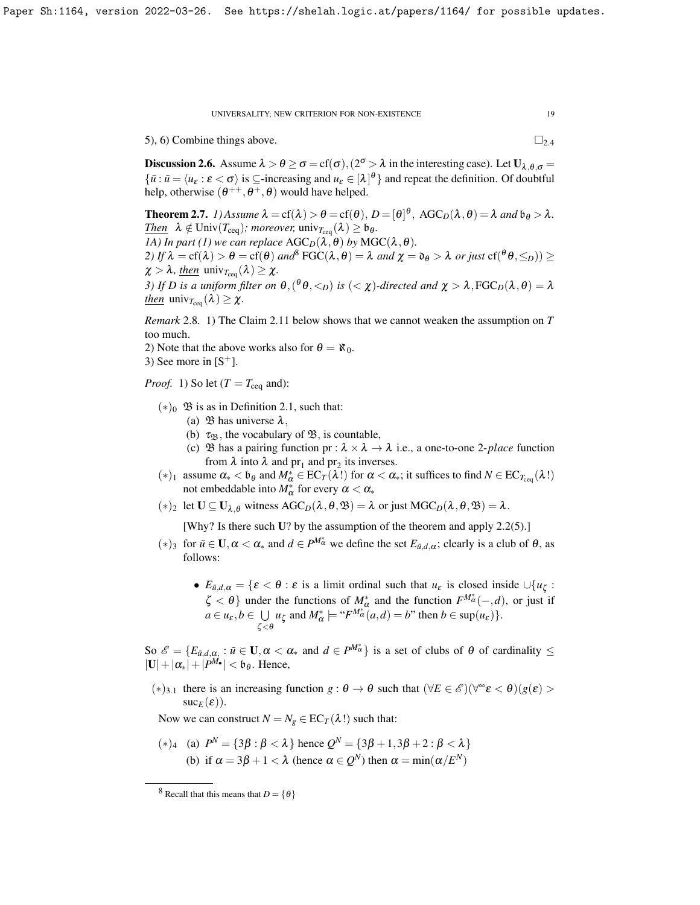5), 6) Combine things above. $\square_{2.4}$

**Discussion 2.6.** Assume $\lambda > \theta \geq \sigma = \mathrm{cf}(\sigma), (2^\sigma > \lambda$ in the interesting case). Let $\mathbf{U}_{\lambda,\theta,\sigma} = \{\bar{u} : \bar{u} = \langle u_\varepsilon : \varepsilon < \sigma\rangle$ is $\subseteq$-increasing and $u_\varepsilon \in [\lambda]^\theta\}$ and repeat the definition. Of doubtful help, otherwise $(\theta^{++}, \theta^+, \theta)$ would have helped.

**Theorem 2.7.** *1) Assume $\lambda = \mathrm{cf}(\lambda) > \theta = \mathrm{cf}(\theta)$, $D = [\theta]^\theta$, $\mathrm{AGC}_D(\lambda,\theta) = \lambda$ and $\mathfrak{b}_\theta > \lambda$. <u>Then</u> $\lambda \notin \mathrm{Univ}(T_{\rm ceq})$; moreover, $\mathrm{univ}_{T_{\rm ceq}}(\lambda) \geq \mathfrak{b}_\theta$.*
*1A) In part (1) we can replace $\mathrm{AGC}_D(\lambda,\theta)$ by $\mathrm{MGC}(\lambda,\theta)$.*
*2) If $\lambda = \mathrm{cf}(\lambda) > \theta = \mathrm{cf}(\theta)$ and[8] $\mathrm{FGC}(\lambda,\theta) = \lambda$ and $\chi = \mathfrak{d}_\theta > \lambda$ or just $\mathrm{cf}({}^\theta\theta, \leq_D)) \geq \chi > \lambda$, <u>then</u> $\mathrm{univ}_{T_{\rm ceq}}(\lambda) \geq \chi$.*
*3) If $D$ is a uniform filter on $\theta$, $({}^\theta\theta, <_D)$ is $(<\chi)$-directed and $\chi > \lambda, \mathrm{FGC}_D(\lambda,\theta) = \lambda$ <u>then</u> $\mathrm{univ}_{T_{\rm ceq}}(\lambda) \geq \chi$.*

*Remark* 2.8. 1) The Claim 2.11 below shows that we cannot weaken the assumption on $T$ too much.
2) Note that the above works also for $\theta = \aleph_0$.
3) See more in [S$^+$].

*Proof.* 1) So let ($T = T_{\rm ceq}$ and):

$(*)_0$ $\mathfrak{B}$ is as in Definition 2.1, such that:
- (a) $\mathfrak{B}$ has universe $\lambda$,
- (b) $\tau_{\mathfrak{B}}$, the vocabulary of $\mathfrak{B}$, is countable,
- (c) $\mathfrak{B}$ has a pairing function $\mathrm{pr} : \lambda \times \lambda \to \lambda$ i.e., a one-to-one 2-*place* function from $\lambda$ into $\lambda$ and $\mathrm{pr}_1$ and $\mathrm{pr}_2$ its inverses.

$(*)_1$ assume $\alpha_* < \mathfrak{b}_\theta$ and $M^*_\alpha \in \mathrm{EC}_T(\lambda!)$ for $\alpha < \alpha_*$; it suffices to find $N \in \mathrm{EC}_{T_{\rm ceq}}(\lambda!)$ not embeddable into $M^*_\alpha$ for every $\alpha < \alpha_*$

$(*)_2$ let $\mathbf{U} \subseteq \mathbf{U}_{\lambda,\theta}$ witness $\mathrm{AGC}_D(\lambda,\theta,\mathfrak{B}) = \lambda$ or just $\mathrm{MGC}_D(\lambda,\theta,\mathfrak{B}) = \lambda$.

[Why? Is there such $\mathbf{U}$? by the assumption of the theorem and apply 2.2(5).]

$(*)_3$ for $\bar{u} \in \mathbf{U}, \alpha < \alpha_*$ and $d \in P^{M^*_\alpha}$ we define the set $E_{\bar{u},d,\alpha}$; clearly is a club of $\theta$, as follows:

- $E_{\bar{u},d,\alpha} = \{\varepsilon < \theta : \varepsilon$ is a limit ordinal such that $u_\varepsilon$ is closed inside $\cup\{u_\zeta : \zeta < \theta\}$ under the functions of $M^*_\alpha$ and the function $F^{M^*_\alpha}(-,d)$, or just if $a \in u_\varepsilon, b \in \bigcup\limits_{\zeta<\theta} u_\zeta$ and $M^*_\alpha \models$ "$F^{M^*_\alpha}(a,d) = b$" then $b \in \sup(u_\varepsilon)\}$.

So $\mathscr{E} = \{E_{\bar{u},d,\alpha,} : \bar{u} \in \mathbf{U}, \alpha < \alpha_*$ and $d \in P^{M^*_\alpha}\}$ is a set of clubs of $\theta$ of cardinality $\leq |\mathbf{U}| + |\alpha_*| + |P^{M_\bullet}| < \mathfrak{b}_\theta$. Hence,

$(*)_{3.1}$ there is an increasing function $g : \theta \to \theta$ such that $(\forall E \in \mathscr{E})(\forall^\infty \varepsilon < \theta)(g(\varepsilon) > \mathrm{suc}_E(\varepsilon))$.

Now we can construct $N = N_g \in \mathrm{EC}_T(\lambda!)$ such that:

$(*)_4$ (a) $P^N = \{3\beta : \beta < \lambda\}$ hence $Q^N = \{3\beta+1, 3\beta+2 : \beta < \lambda\}$
(b) if $\alpha = 3\beta + 1 < \lambda$ (hence $\alpha \in Q^N$) then $\alpha = \min(\alpha/E^N)$

[8] Recall that this means that $D = \{\theta\}$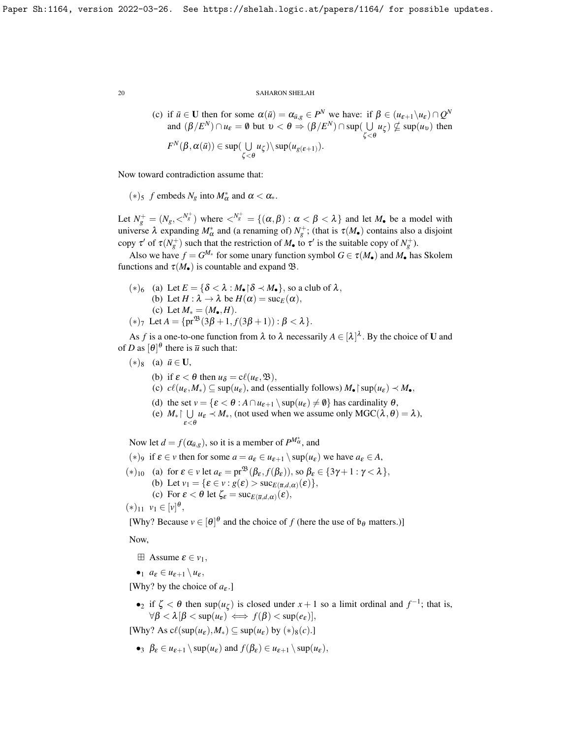(c) if $\bar{u} \in \mathbf{U}$ then for some $\alpha(\bar{u}) = \alpha_{\bar{u},g} \in P^N$ we have: if $\beta \in (u_{\varepsilon+1} \backslash u_\varepsilon) \cap Q^N$ and $(\beta/E^N) \cap u_\varepsilon = \emptyset$ but $\upsilon < \theta \Rightarrow (\beta/E^N) \cap \sup(\bigcup_{\zeta<\theta} u_\zeta) \nsubseteq \sup(u_\upsilon)$ then $F^N(\beta, \alpha(\bar{u})) \in \sup(\bigcup_{\zeta<\theta} u_\zeta) \backslash \sup(u_{g(\varepsilon+1)})$.

Now toward contradiction assume that:

$(*)_5$ $f$ embeds $N_g$ into $M^*_\alpha$ and $\alpha < \alpha_*$.

Let $N^+_g = (N_g, <^{N^+_g})$ where $<^{N^+_g} = \{(\alpha, \beta) : \alpha < \beta < \lambda\}$ and let $M_\bullet$ be a model with universe $\lambda$ expanding $M^*_\alpha$ and (a renaming of) $N^+_g$; (that is $\tau(M_\bullet)$ contains also a disjoint copy $\tau'$ of $\tau(N^+_g)$ such that the restriction of $M_\bullet$ to $\tau'$ is the suitable copy of $N^+_g$).

Also we have $f = G^{M_*}$ for some unary function symbol $G \in \tau(M_\bullet)$ and $M_\bullet$ has Skolem functions and $\tau(M_\bullet)$ is countable and expand $\mathfrak{B}$.

$(*)_6$ (a) Let $E = \{\delta < \lambda : M_\bullet{\restriction}\delta \prec M_\bullet\}$, so a club of $\lambda$,

(b) Let $H : \lambda \to \lambda$ be $H(\alpha) = \mathrm{suc}_E(\alpha)$,

(c) Let $M_* = (M_\bullet, H)$.

$(*)_7$ Let $A = \{\mathrm{pr}^{\mathfrak{B}}(3\beta+1, f(3\beta+1)) : \beta < \lambda\}$.

As $f$ is a one-to-one function from $\lambda$ to $\lambda$ necessarily $A \in [\lambda]^\lambda$. By the choice of $\mathbf{U}$ and of $D$ as $[\theta]^\theta$ there is $\bar{u}$ such that:

$(*)_8$ (a) $\bar{u} \in \mathbf{U}$,

(b) if $\varepsilon < \theta$ then $u_\delta = c\ell(u_\varepsilon, \mathfrak{B})$,

(c) $c\ell(u_\varepsilon, M_*) \subseteq \sup(u_\varepsilon)$, and (essentially follows) $M_\bullet{\restriction}\sup(u_\varepsilon) \prec M_\bullet$,

(d) the set $v = \{\varepsilon < \theta : A \cap u_{\varepsilon+1} \setminus \sup(u_\varepsilon) \neq \emptyset\}$ has cardinality $\theta$,

(e) $M_*{\restriction}\bigcup_{\varepsilon<\theta} u_\varepsilon \prec M_*$, (not used when we assume only $\mathrm{MGC}(\lambda,\theta) = \lambda$),

Now let $d = f(\alpha_{\bar{u},g})$, so it is a member of $P^{M^*_\alpha}$, and

$(*)_9$ if $\varepsilon \in v$ then for some $a = a_\varepsilon \in u_{\varepsilon+1} \setminus \sup(u_\varepsilon)$ we have $a_\varepsilon \in A$,

$(*)_{10}$ (a) for $\varepsilon \in v$ let $a_\varepsilon = \mathrm{pr}^{\mathfrak{B}}(\beta_\varepsilon, f(\beta_\varepsilon))$, so $\beta_\varepsilon \in \{3\gamma+1 : \gamma < \lambda\}$,

(b) Let $v_1 = \{\varepsilon \in v : g(\varepsilon) > \mathrm{suc}_{E(\overline{u},d,\alpha)}(\varepsilon)\}$,

(c) For $\varepsilon < \theta$ let $\zeta_\varepsilon = \mathrm{suc}_{E(\overline{u},d,\alpha)}(\varepsilon)$,

$(*)_{11}$ $v_1 \in [v]^\theta$,

[Why? Because $v \in [\theta]^\theta$ and the choice of $f$ (here the use of $\mathfrak{b}_\theta$ matters.)]

Now,

$\boxplus$ Assume $\varepsilon \in v_1$,

$\bullet_1$ $a_\varepsilon \in u_{\varepsilon+1} \setminus u_\varepsilon$,

[Why? by the choice of $a_\varepsilon$.]

$\bullet_2$ if $\zeta < \theta$ then $\sup(u_\zeta)$ is closed under $x+1$ so a limit ordinal and $f^{-1}$; that is, $\forall \beta < \lambda[\beta < \sup(u_\varepsilon) \iff f(\beta) < \sup(e_\varepsilon)]$,

[Why? As $c\ell(\sup(u_\varepsilon), M_*) \subseteq \sup(u_\varepsilon)$ by $(*)_8(c)$.]

$\bullet_3$ $\beta_\varepsilon \in u_{\varepsilon+1} \setminus \sup(u_\varepsilon)$ and $f(\beta_\varepsilon) \in u_{\varepsilon+1} \setminus \sup(u_\varepsilon)$,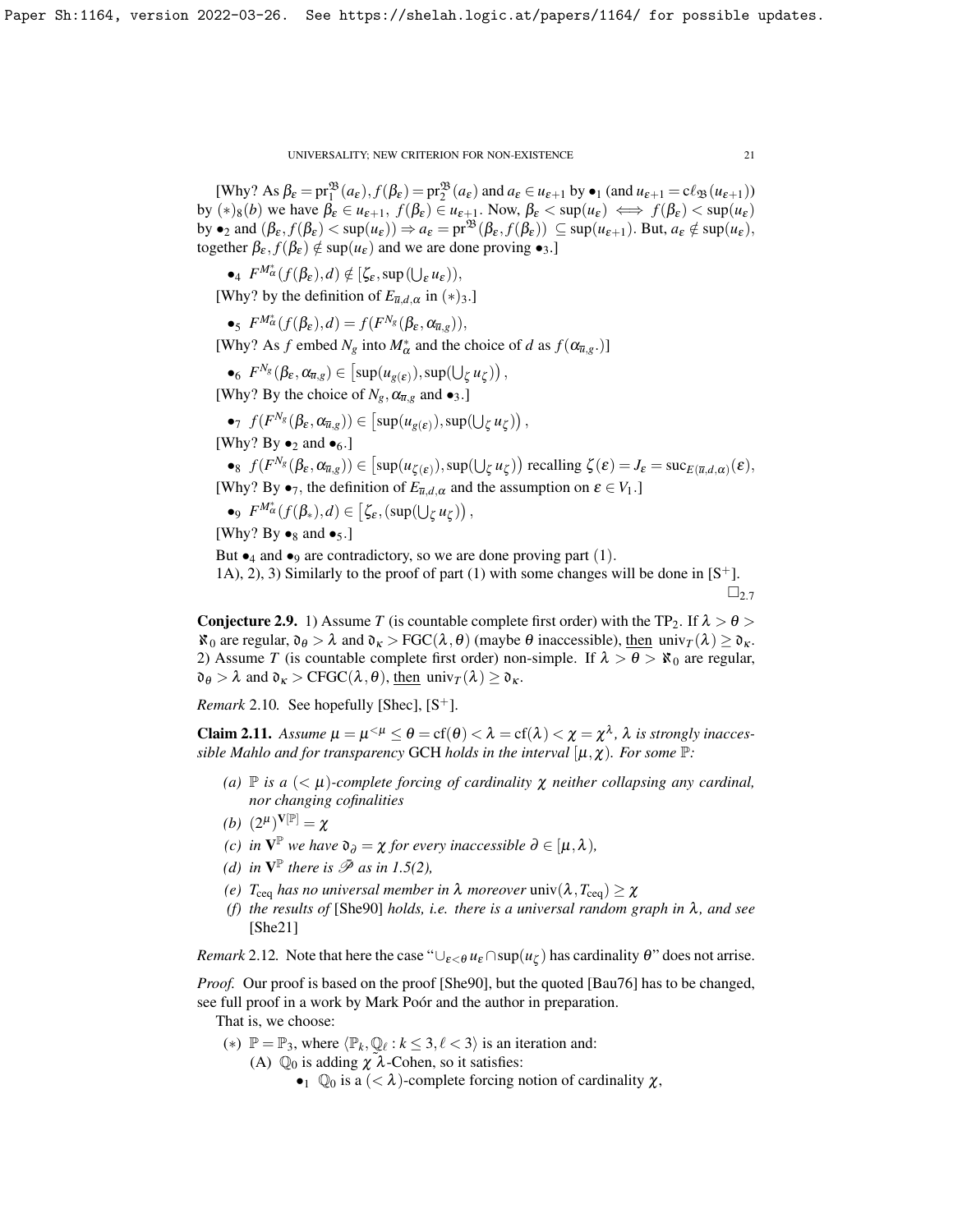[Why? As $\beta_\varepsilon = \mathrm{pr}_1^{\mathfrak{B}}(a_\varepsilon), f(\beta_\varepsilon) = \mathrm{pr}_2^{\mathfrak{B}}(a_\varepsilon)$ and $a_\varepsilon \in u_{\varepsilon+1}$ by $\bullet_1$ (and $u_{\varepsilon+1} = c\ell_{\mathfrak{B}}(u_{\varepsilon+1})$) by $(*)_8(b)$ we have $\beta_\varepsilon \in u_{\varepsilon+1}$, $f(\beta_\varepsilon) \in u_{\varepsilon+1}$. Now, $\beta_\varepsilon < \sup(u_\varepsilon) \iff f(\beta_\varepsilon) < \sup(u_\varepsilon)$ by $\bullet_2$ and $(\beta_\varepsilon, f(\beta_\varepsilon) < \sup(u_\varepsilon)) \Rightarrow a_\varepsilon = \mathrm{pr}^{\mathfrak{B}}(\beta_\varepsilon, f(\beta_\varepsilon)) \subseteq \sup(u_{\varepsilon+1})$. But, $a_\varepsilon \notin \sup(u_\varepsilon)$, together $\beta_\varepsilon, f(\beta_\varepsilon) \notin \sup(u_\varepsilon)$ and we are done proving $\bullet_3$.]

- $\bullet_4$ $F^{M^*_\alpha}(f(\beta_\varepsilon), d) \notin [\zeta_\varepsilon, \sup(\bigcup_\varepsilon u_\varepsilon))$,

[Why? by the definition of $E_{\bar{u},d,\alpha}$ in $(*)_3$.]

- $\bullet_5$ $F^{M^*_\alpha}(f(\beta_\varepsilon), d) = f(F^{N_g}(\beta_\varepsilon, \alpha_{\bar{u},g}))$,

[Why? As $f$ embed $N_g$ into $M^*_\alpha$ and the choice of $d$ as $f(\alpha_{\bar{u},g\cdot})$]

- $\bullet_6$ $F^{N_g}(\beta_\varepsilon, \alpha_{\bar{u},g}) \in \left[\sup(u_{g(\varepsilon)}), \sup(\bigcup_\zeta u_\zeta)\right)$,

[Why? By the choice of $N_g, \alpha_{\bar{u},g}$ and $\bullet_3$.]

- $\bullet_7$ $f(F^{N_g}(\beta_\varepsilon, \alpha_{\bar{u},g})) \in \left[\sup(u_{g(\varepsilon)}), \sup(\bigcup_\zeta u_\zeta)\right)$,

[Why? By $\bullet_2$ and $\bullet_6$.]

- $\bullet_8$ $f(F^{N_g}(\beta_\varepsilon, \alpha_{\bar{u},g})) \in \left[\sup(u_{\zeta(\varepsilon)}), \sup(\bigcup_\zeta u_\zeta)\right)$ recalling $\zeta(\varepsilon) = J_\varepsilon = \mathrm{suc}_{E(\bar{u},d,\alpha)}(\varepsilon)$,

[Why? By $\bullet_7$, the definition of $E_{\bar{u},d,\alpha}$ and the assumption on $\varepsilon \in V_1$.]

- $\bullet_9$ $F^{M^*_\alpha}(f(\beta_*), d) \in \left[\zeta_\varepsilon, (\sup(\bigcup_\zeta u_\zeta)\right)$,

[Why? By $\bullet_8$ and $\bullet_5$.]

But $\bullet_4$ and $\bullet_9$ are contradictory, so we are done proving part (1).

1A), 2), 3) Similarly to the proof of part (1) with some changes will be done in [S$^+$]. $\square_{2.7}$

**Conjecture 2.9.** 1) Assume $T$ (is countable complete first order) with the $\mathrm{TP}_2$. If $\lambda > \theta > \aleph_0$ are regular, $\mathfrak{d}_\theta > \lambda$ and $\mathfrak{d}_\kappa > \mathrm{FGC}(\lambda, \theta)$ (maybe $\theta$ inaccessible), then $\mathrm{univ}_T(\lambda) \geq \mathfrak{d}_\kappa$.
2) Assume $T$ (is countable complete first order) non-simple. If $\lambda > \theta > \aleph_0$ are regular, $\mathfrak{d}_\theta > \lambda$ and $\mathfrak{d}_\kappa > \mathrm{CFGC}(\lambda, \theta)$, then $\mathrm{univ}_T(\lambda) \geq \mathfrak{d}_\kappa$.

*Remark* 2.10. See hopefully [Shec], [S$^+$].

**Claim 2.11.** *Assume $\mu = \mu^{<\mu} \leq \theta = \mathrm{cf}(\theta) < \lambda = \mathrm{cf}(\lambda) < \chi = \chi^\lambda$, $\lambda$ is strongly inaccessible Mahlo and for transparency* GCH *holds in the interval $[\mu, \chi)$. For some $\mathbb{P}$:*

- *(a) $\mathbb{P}$ is a $(<\mu)$-complete forcing of cardinality $\chi$ neither collapsing any cardinal, nor changing cofinalities*
- *(b) $(2^\mu)^{\mathbf{V}[\mathbb{P}]} = \chi$*
- *(c) in $\mathbf{V}^{\mathbb{P}}$ we have $\mathfrak{d}_\partial = \chi$ for every inaccessible $\partial \in [\mu, \lambda)$,*
- *(d) in $\mathbf{V}^{\mathbb{P}}$ there is $\bar{\mathscr{P}}$ as in 1.5(2),*
- *(e) $T_{\mathrm{ceq}}$ has no universal member in $\lambda$ moreover $\mathrm{univ}(\lambda, T_{\mathrm{ceq}}) \geq \chi$*
- *(f) the results of* [She90] *holds, i.e. there is a universal random graph in $\lambda$, and see* [She21]

*Remark* 2.12. Note that here the case "$\cup_{\varepsilon<\theta} u_\varepsilon \cap \sup(u_\zeta)$ has cardinality $\theta$" does not arise.

*Proof.* Our proof is based on the proof [She90], but the quoted [Bau76] has to be changed, see full proof in a work by Mark Poór and the author in preparation.

That is, we choose:

- $(*)$ $\mathbb{P} = \mathbb{P}_3$, where $\langle \mathbb{P}_k, \mathbb{Q}_\ell : k \leq 3, \ell < 3\rangle$ is an iteration and:
  - (A) $\mathbb{Q}_0$ is adding $\chi\ \tilde{\lambda}$-Cohen, so it satisfies:
    - $\bullet_1$ $\mathbb{Q}_0$ is a $(<\lambda)$-complete forcing notion of cardinality $\chi$,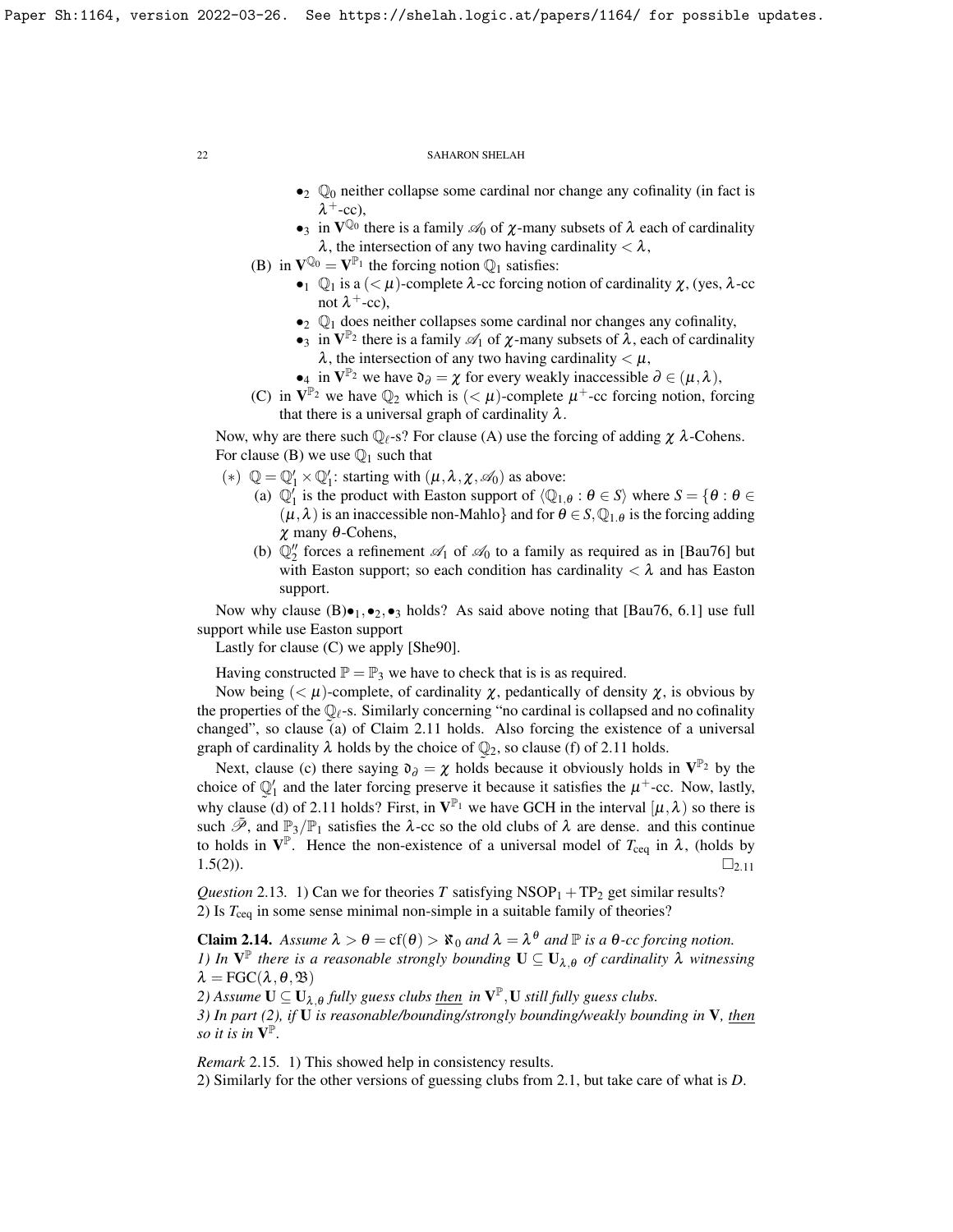- $\bullet_2$ $\mathbb{Q}_0$ neither collapse some cardinal nor change any cofinality (in fact is $\lambda^+$-cc),
- $\bullet_3$ in $\mathbf{V}^{\mathbb{Q}_0}$ there is a family $\mathscr{A}_0$ of $\chi$-many subsets of $\lambda$ each of cardinality $\lambda$, the intersection of any two having cardinality $< \lambda$,

(B) in $\mathbf{V}^{\mathbb{Q}_0} = \mathbf{V}^{\mathbb{P}_1}$ the forcing notion $\mathbb{Q}_1$ satisfies:

- $\bullet_1$ $\mathbb{Q}_1$ is a $(< \mu)$-complete $\lambda$-cc forcing notion of cardinality $\chi$, (yes, $\lambda$-cc not $\lambda^+$-cc),
- $\bullet_2$ $\mathbb{Q}_1$ does neither collapses some cardinal nor changes any cofinality,
- $\bullet_3$ in $\mathbf{V}^{\mathbb{P}_2}$ there is a family $\mathscr{A}_1$ of $\chi$-many subsets of $\lambda$, each of cardinality $\lambda$, the intersection of any two having cardinality $< \mu$,
- $\bullet_4$ in $\mathbf{V}^{\mathbb{P}_2}$ we have $\mathfrak{d}_\partial = \chi$ for every weakly inaccessible $\partial \in (\mu, \lambda)$,

(C) in $\mathbf{V}^{\mathbb{P}_2}$ we have $\mathbb{Q}_2$ which is $(< \mu)$-complete $\mu^+$-cc forcing notion, forcing that there is a universal graph of cardinality $\lambda$.

Now, why are there such $\mathbb{Q}_\ell$-s? For clause (A) use the forcing of adding $\chi$ $\lambda$-Cohens. For clause (B) we use $\mathbb{Q}_1$ such that

$(*)$ $\mathbb{Q} = \mathbb{Q}'_1 \times \mathbb{Q}'_1$: starting with $(\mu, \lambda, \chi, \mathscr{A}_0)$ as above:

(a) $\mathbb{Q}'_1$ is the product with Easton support of $\langle \mathbb{Q}_{1,\theta} : \theta \in S \rangle$ where $S = \{\theta : \theta \in (\mu, \lambda)$ is an inaccessible non-Mahlo$\}$ and for $\theta \in S, \mathbb{Q}_{1,\theta}$ is the forcing adding $\chi$ many $\theta$-Cohens,

(b) $\mathbb{Q}''_2$ forces a refinement $\mathscr{A}_1$ of $\mathscr{A}_0$ to a family as required as in [Bau76] but with Easton support; so each condition has cardinality $< \lambda$ and has Easton support.

Now why clause (B)$\bullet_1, \bullet_2, \bullet_3$ holds? As said above noting that [Bau76, 6.1] use full support while use Easton support

Lastly for clause (C) we apply [She90].

Having constructed $\mathbb{P} = \mathbb{P}_3$ we have to check that is is as required.

Now being $(< \mu)$-complete, of cardinality $\chi$, pedantically of density $\chi$, is obvious by the properties of the $\mathbb{Q}_\ell$-s. Similarly concerning "no cardinal is collapsed and no cofinality changed", so clause (a) of Claim 2.11 holds. Also forcing the existence of a universal graph of cardinality $\lambda$ holds by the choice of $\mathbb{Q}_2$, so clause (f) of 2.11 holds.

Next, clause (c) there saying $\mathfrak{d}_\partial = \chi$ holds because it obviously holds in $\mathbf{V}^{\mathbb{P}_2}$ by the choice of $\mathbb{Q}'_1$ and the later forcing preserve it because it satisfies the $\mu^+$-cc. Now, lastly, why clause (d) of 2.11 holds? First, in $\mathbf{V}^{\mathbb{P}_1}$ we have GCH in the interval $[\mu, \lambda)$ so there is such $\bar{\mathscr{P}}$, and $\mathbb{P}_3/\mathbb{P}_1$ satisfies the $\lambda$-cc so the old clubs of $\lambda$ are dense. and this continue to holds in $\mathbf{V}^{\mathbb{P}}$. Hence the non-existence of a universal model of $T_{\rm ceq}$ in $\lambda$, (holds by 1.5(2)). $\square_{2.11}$

*Question* 2.13. 1) Can we for theories $T$ satisfying $\mathrm{NSOP}_1 + \mathrm{TP}_2$ get similar results?
2) Is $T_{\rm ceq}$ in some sense minimal non-simple in a suitable family of theories?

**Claim 2.14.** *Assume $\lambda > \theta = \mathrm{cf}(\theta) > \aleph_0$ and $\lambda = \lambda^\theta$ and $\mathbb{P}$ is a $\theta$-cc forcing notion.*
*1) In $\mathbf{V}^{\mathbb{P}}$ there is a reasonable strongly bounding $\mathbf{U} \subseteq \mathbf{U}_{\lambda,\theta}$ of cardinality $\lambda$ witnessing $\lambda = \mathrm{FGC}(\lambda, \theta, \mathfrak{B})$*
*2) Assume $\mathbf{U} \subseteq \mathbf{U}_{\lambda,\theta}$ fully guess clubs* then *in $\mathbf{V}^{\mathbb{P}}, \mathbf{U}$ still fully guess clubs.*
*3) In part (2), if $\mathbf{U}$ is reasonable/bounding/strongly bounding/weakly bounding in $\mathbf{V}$,* then *so it is in $\mathbf{V}^{\mathbb{P}}$.*

*Remark* 2.15. 1) This showed help in consistency results.
2) Similarly for the other versions of guessing clubs from 2.1, but take care of what is $D$.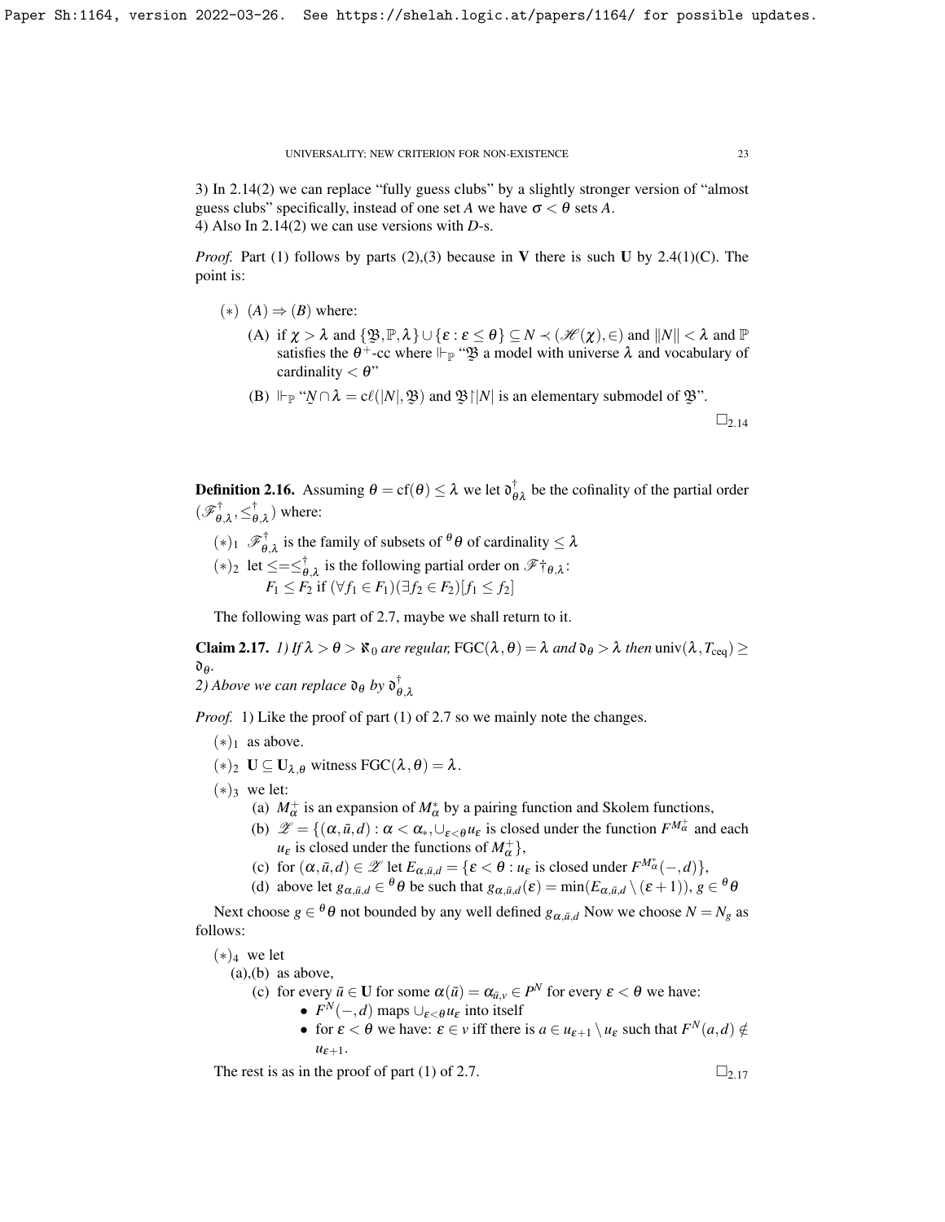3) In 2.14(2) we can replace "fully guess clubs" by a slightly stronger version of "almost guess clubs" specifically, instead of one set $A$ we have $\sigma < \theta$ sets $A$.
4) Also In 2.14(2) we can use versions with $D$-s.

*Proof.* Part (1) follows by parts (2),(3) because in $\mathbf{V}$ there is such $\mathbf{U}$ by 2.4(1)(C). The point is:

$(*)$ $(A) \Rightarrow (B)$ where:

(A) if $\chi > \lambda$ and $\{\mathfrak{B}, \mathbb{P}, \lambda\} \cup \{\varepsilon : \varepsilon \leq \theta\} \subseteq N \prec (\mathscr{H}(\chi), \in)$ and $\|N\| < \lambda$ and $\mathbb{P}$ satisfies the $\theta^+$-cc where $\Vdash_{\mathbb{P}}$ "$\underset{\sim}{\mathfrak{B}}$ a model with universe $\lambda$ and vocabulary of cardinality $< \theta$"

(B) $\Vdash_{\mathbb{P}}$ "$\underset{\sim}{N} \cap \lambda = c\ell(|N|, \underset{\sim}{\mathfrak{B}})$ and $\underset{\sim}{\mathfrak{B}}{\restriction}|N|$ is an elementary submodel of $\underset{\sim}{\mathfrak{B}}$".

$\square_{2.14}$

**Definition 2.16.** Assuming $\theta = \mathrm{cf}(\theta) \leq \lambda$ we let $\mathfrak{d}^\dagger_{\theta\lambda}$ be the cofinality of the partial order $(\mathscr{F}^\dagger_{\theta,\lambda}, \leq^\dagger_{\theta,\lambda})$ where:

$(*)_1$ $\mathscr{F}^\dagger_{\theta,\lambda}$ is the family of subsets of ${}^\theta\theta$ of cardinality $\leq \lambda$

$(*)_2$ let $\leq = \leq^\dagger_{\theta,\lambda}$ is the following partial order on $\mathscr{F}\dagger_{\theta,\lambda}$:
$F_1 \leq F_2$ if $(\forall f_1 \in F_1)(\exists f_2 \in F_2)[f_1 \leq f_2]$

The following was part of 2.7, maybe we shall return to it.

**Claim 2.17.** *1) If $\lambda > \theta > \aleph_0$ are regular, $\mathrm{FGC}(\lambda, \theta) = \lambda$ and $\mathfrak{d}_\theta > \lambda$ then $\mathrm{univ}(\lambda, T_{\mathrm{ceq}}) \geq \mathfrak{d}_\theta$.*
*2) Above we can replace $\mathfrak{d}_\theta$ by $\mathfrak{d}^\dagger_{\theta,\lambda}$*

*Proof.* 1) Like the proof of part (1) of 2.7 so we mainly note the changes.

$(*)_1$ as above.

$(*)_2$ $\mathbf{U} \subseteq \mathbf{U}_{\lambda,\theta}$ witness $\mathrm{FGC}(\lambda, \theta) = \lambda$.

$(*)_3$ we let:

(a) $M^+_\alpha$ is an expansion of $M^*_\alpha$ by a pairing function and Skolem functions,

(b) $\mathscr{Z} = \{(\alpha, \bar{u}, d) : \alpha < \alpha_*, \cup_{\varepsilon<\theta} u_\varepsilon$ is closed under the function $F^{M^+_\alpha}$ and each $u_\varepsilon$ is closed under the functions of $M^+_\alpha\}$,

(c) for $(\alpha, \bar{u}, d) \in \mathscr{Z}$ let $E_{\alpha,\bar{u},d} = \{\varepsilon < \theta : u_\varepsilon$ is closed under $F^{M^*_\alpha}(-, d)\}$,

(d) above let $g_{\alpha,\bar{u},d} \in {}^\theta\theta$ be such that $g_{\alpha,\bar{u},d}(\varepsilon) = \min(E_{\alpha,\bar{u},d} \setminus (\varepsilon+1))$, $g \in {}^\theta\theta$

Next choose $g \in {}^\theta\theta$ not bounded by any well defined $g_{\alpha,\bar{u},d}$ Now we choose $N = N_g$ as follows:

$(*)_4$ we let

(a),(b) as above,

(c) for every $\bar{u} \in \mathbf{U}$ for some $\alpha(\bar{u}) = \alpha_{\bar{u},v} \in P^N$ for every $\varepsilon < \theta$ we have:

- $F^N(-, d)$ maps $\cup_{\varepsilon<\theta} u_\varepsilon$ into itself
- for $\varepsilon < \theta$ we have: $\varepsilon \in v$ iff there is $a \in u_{\varepsilon+1} \setminus u_\varepsilon$ such that $F^N(a, d) \notin u_{\varepsilon+1}$.

The rest is as in the proof of part (1) of 2.7. $\square_{2.17}$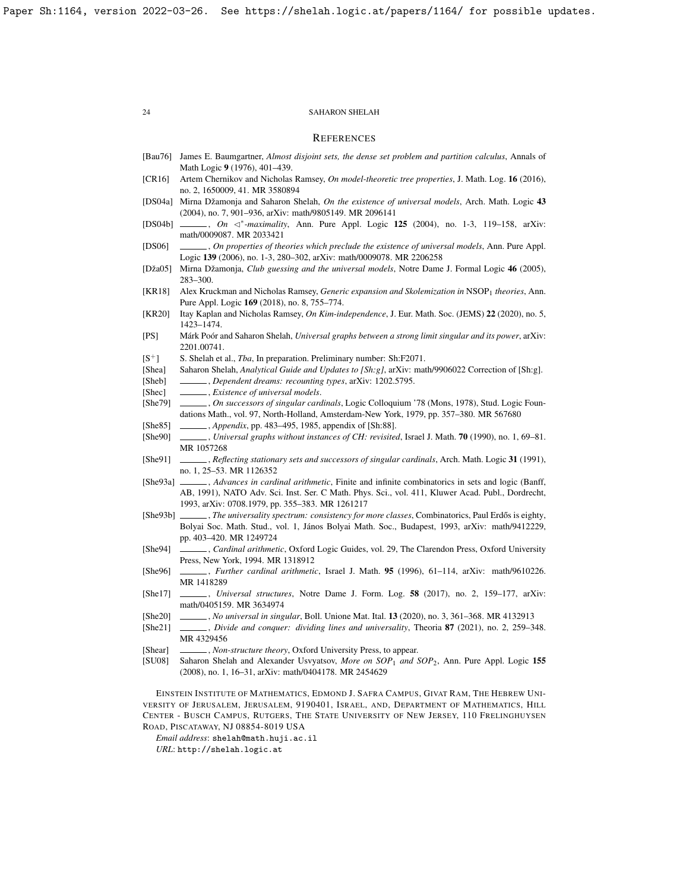## References

[Bau76] James E. Baumgartner, *Almost disjoint sets, the dense set problem and partition calculus*, Annals of Math Logic **9** (1976), 401–439.

[CR16] Artem Chernikov and Nicholas Ramsey, *On model-theoretic tree properties*, J. Math. Log. **16** (2016), no. 2, 1650009, 41. MR 3580894

[DS04a] Mirna Džamonja and Saharon Shelah, *On the existence of universal models*, Arch. Math. Logic **43** (2004), no. 7, 901–936, arXiv: math/9805149. MR 2096141

[DS04b] ______, *On $\triangleleft^*$-maximality*, Ann. Pure Appl. Logic **125** (2004), no. 1-3, 119–158, arXiv: math/0009087. MR 2033421

[DS06] ______, *On properties of theories which preclude the existence of universal models*, Ann. Pure Appl. Logic **139** (2006), no. 1-3, 280–302, arXiv: math/0009078. MR 2206258

[Dža05] Mirna Džamonja, *Club guessing and the universal models*, Notre Dame J. Formal Logic **46** (2005), 283–300.

[KR18] Alex Kruckman and Nicholas Ramsey, *Generic expansion and Skolemization in* $\mathrm{NSOP}_1$ *theories*, Ann. Pure Appl. Logic **169** (2018), no. 8, 755–774.

[KR20] Itay Kaplan and Nicholas Ramsey, *On Kim-independence*, J. Eur. Math. Soc. (JEMS) **22** (2020), no. 5, 1423–1474.

[PS] Márk Poór and Saharon Shelah, *Universal graphs between a strong limit singular and its power*, arXiv: 2201.00741.

[S$^+$] S. Shelah et al., *Tba*, In preparation. Preliminary number: Sh:F2071.

[Shea] Saharon Shelah, *Analytical Guide and Updates to [Sh:g]*, arXiv: math/9906022 Correction of [Sh:g].

[Sheb] ______, *Dependent dreams: recounting types*, arXiv: 1202.5795.

[Shec] ______, *Existence of universal models*.

[She79] ______, *On successors of singular cardinals*, Logic Colloquium '78 (Mons, 1978), Stud. Logic Foundations Math., vol. 97, North-Holland, Amsterdam-New York, 1979, pp. 357–380. MR 567680

[She85] ______, *Appendix*, pp. 483–495, 1985, appendix of [Sh:88].

[She90] ______, *Universal graphs without instances of CH: revisited*, Israel J. Math. **70** (1990), no. 1, 69–81. MR 1057268

[She91] ______, *Reflecting stationary sets and successors of singular cardinals*, Arch. Math. Logic **31** (1991), no. 1, 25–53. MR 1126352

[She93a] ______, *Advances in cardinal arithmetic*, Finite and infinite combinatorics in sets and logic (Banff, AB, 1991), NATO Adv. Sci. Inst. Ser. C Math. Phys. Sci., vol. 411, Kluwer Acad. Publ., Dordrecht, 1993, arXiv: 0708.1979, pp. 355–383. MR 1261217

[She93b] ______, *The universality spectrum: consistency for more classes*, Combinatorics, Paul Erdős is eighty, Bolyai Soc. Math. Stud., vol. 1, János Bolyai Math. Soc., Budapest, 1993, arXiv: math/9412229, pp. 403–420. MR 1249724

[She94] ______, *Cardinal arithmetic*, Oxford Logic Guides, vol. 29, The Clarendon Press, Oxford University Press, New York, 1994. MR 1318912

[She96] ______, *Further cardinal arithmetic*, Israel J. Math. **95** (1996), 61–114, arXiv: math/9610226. MR 1418289

[She17] ______, *Universal structures*, Notre Dame J. Form. Log. **58** (2017), no. 2, 159–177, arXiv: math/0405159. MR 3634974

[She20] ______, *No universal in singular*, Boll. Unione Mat. Ital. **13** (2020), no. 3, 361–368. MR 4132913

[She21] ______, *Divide and conquer: dividing lines and universality*, Theoria **87** (2021), no. 2, 259–348. MR 4329456

[Shear] ______, *Non-structure theory*, Oxford University Press, to appear.

[SU08] Saharon Shelah and Alexander Usvyatsov, *More on* $SOP_1$ *and* $SOP_2$, Ann. Pure Appl. Logic **155** (2008), no. 1, 16–31, arXiv: math/0404178. MR 2454629

Einstein Institute of Mathematics, Edmond J. Safra Campus, Givat Ram, The Hebrew University of Jerusalem, Jerusalem, 9190401, Israel, and, Department of Mathematics, Hill Center - Busch Campus, Rutgers, The State University of New Jersey, 110 Frelinghuysen Road, Piscataway, NJ 08854-8019 USA

*Email address*: shelah@math.huji.ac.il

*URL*: http://shelah.logic.at